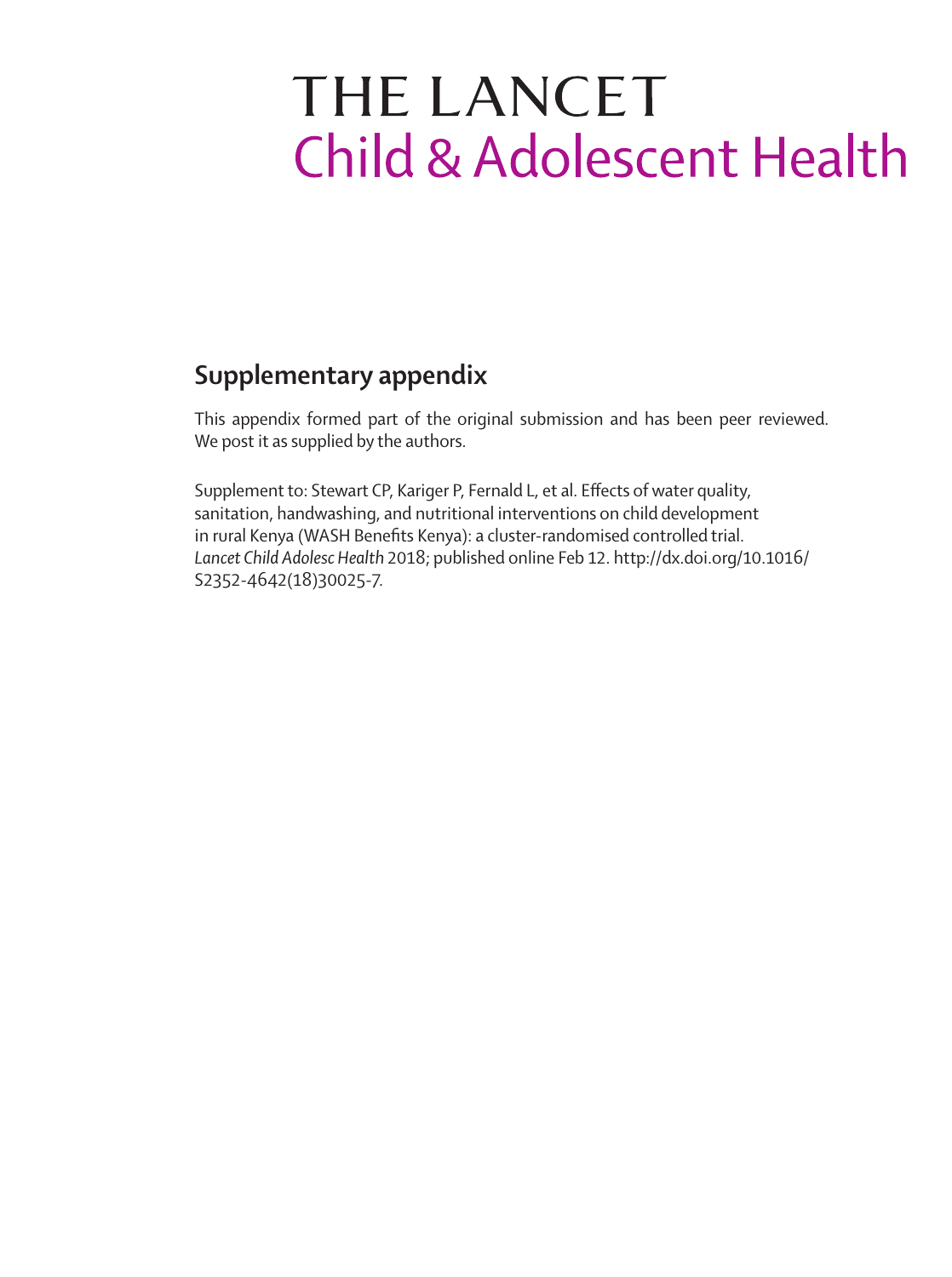# THE LANCET
# Child & Adolescent Health

## Supplementary appendix

This appendix formed part of the original submission and has been peer reviewed. We post it as supplied by the authors.

Supplement to: Stewart CP, Kariger P, Fernald L, et al. Effects of water quality, sanitation, handwashing, and nutritional interventions on child development in rural Kenya (WASH Benefits Kenya): a cluster-randomised controlled trial. *Lancet Child Adolesc Health* 2018; published online Feb 12. http://dx.doi.org/10.1016/S2352-4642(18)30025-7.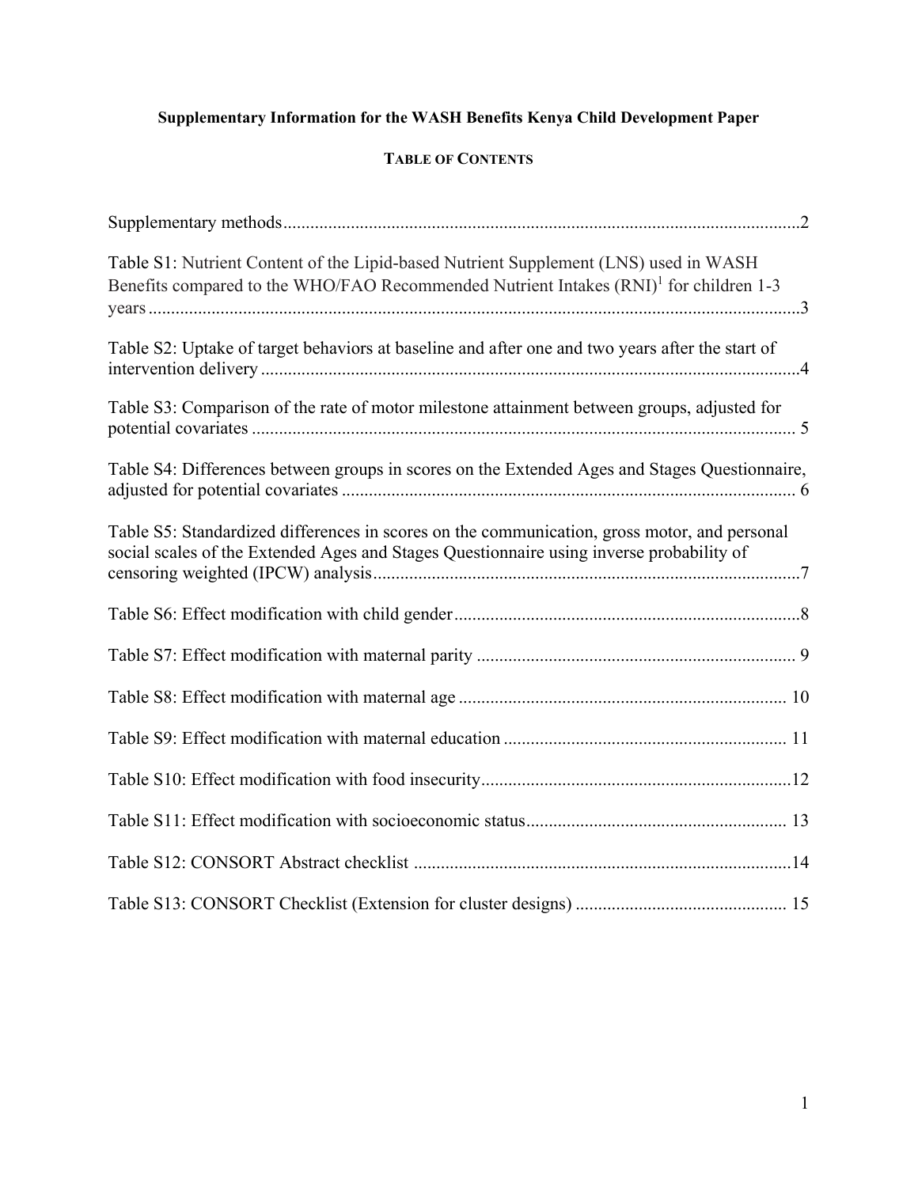**Supplementary Information for the WASH Benefits Kenya Child Development Paper**

**TABLE OF CONTENTS**

Supplementary methods.....2

Table S1: Nutrient Content of the Lipid-based Nutrient Supplement (LNS) used in WASH Benefits compared to the WHO/FAO Recommended Nutrient Intakes (RNI)[1] for children 1-3 years.....3

Table S2: Uptake of target behaviors at baseline and after one and two years after the start of intervention delivery.....4

Table S3: Comparison of the rate of motor milestone attainment between groups, adjusted for potential covariates.....5

Table S4: Differences between groups in scores on the Extended Ages and Stages Questionnaire, adjusted for potential covariates.....6

Table S5: Standardized differences in scores on the communication, gross motor, and personal social scales of the Extended Ages and Stages Questionnaire using inverse probability of censoring weighted (IPCW) analysis.....7

Table S6: Effect modification with child gender.....8

Table S7: Effect modification with maternal parity.....9

Table S8: Effect modification with maternal age.....10

Table S9: Effect modification with maternal education.....11

Table S10: Effect modification with food insecurity.....12

Table S11: Effect modification with socioeconomic status.....13

Table S12: CONSORT Abstract checklist.....14

Table S13: CONSORT Checklist (Extension for cluster designs).....15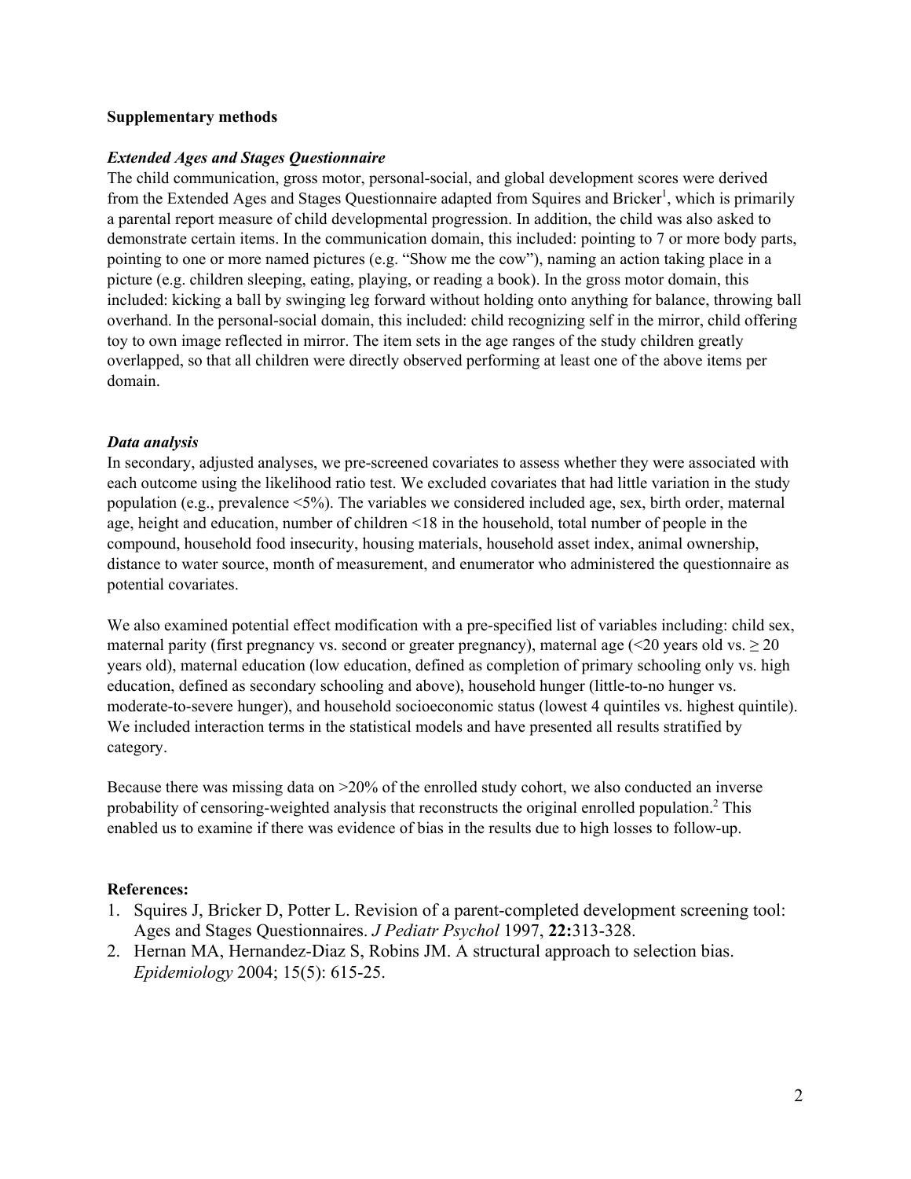**Supplementary methods**

***Extended Ages and Stages Questionnaire***

The child communication, gross motor, personal-social, and global development scores were derived from the Extended Ages and Stages Questionnaire adapted from Squires and Bricker[1], which is primarily a parental report measure of child developmental progression. In addition, the child was also asked to demonstrate certain items. In the communication domain, this included: pointing to 7 or more body parts, pointing to one or more named pictures (e.g. "Show me the cow"), naming an action taking place in a picture (e.g. children sleeping, eating, playing, or reading a book). In the gross motor domain, this included: kicking a ball by swinging leg forward without holding onto anything for balance, throwing ball overhand. In the personal-social domain, this included: child recognizing self in the mirror, child offering toy to own image reflected in mirror. The item sets in the age ranges of the study children greatly overlapped, so that all children were directly observed performing at least one of the above items per domain.

***Data analysis***

In secondary, adjusted analyses, we pre-screened covariates to assess whether they were associated with each outcome using the likelihood ratio test. We excluded covariates that had little variation in the study population (e.g., prevalence <5%). The variables we considered included age, sex, birth order, maternal age, height and education, number of children <18 in the household, total number of people in the compound, household food insecurity, housing materials, household asset index, animal ownership, distance to water source, month of measurement, and enumerator who administered the questionnaire as potential covariates.

We also examined potential effect modification with a pre-specified list of variables including: child sex, maternal parity (first pregnancy vs. second or greater pregnancy), maternal age (<20 years old vs. ≥ 20 years old), maternal education (low education, defined as completion of primary schooling only vs. high education, defined as secondary schooling and above), household hunger (little-to-no hunger vs. moderate-to-severe hunger), and household socioeconomic status (lowest 4 quintiles vs. highest quintile). We included interaction terms in the statistical models and have presented all results stratified by category.

Because there was missing data on >20% of the enrolled study cohort, we also conducted an inverse probability of censoring-weighted analysis that reconstructs the original enrolled population.[2] This enabled us to examine if there was evidence of bias in the results due to high losses to follow-up.

**References:**

1. Squires J, Bricker D, Potter L. Revision of a parent-completed development screening tool: Ages and Stages Questionnaires. *J Pediatr Psychol* 1997, **22:**313-328.
2. Hernan MA, Hernandez-Diaz S, Robins JM. A structural approach to selection bias. *Epidemiology* 2004; 15(5): 615-25.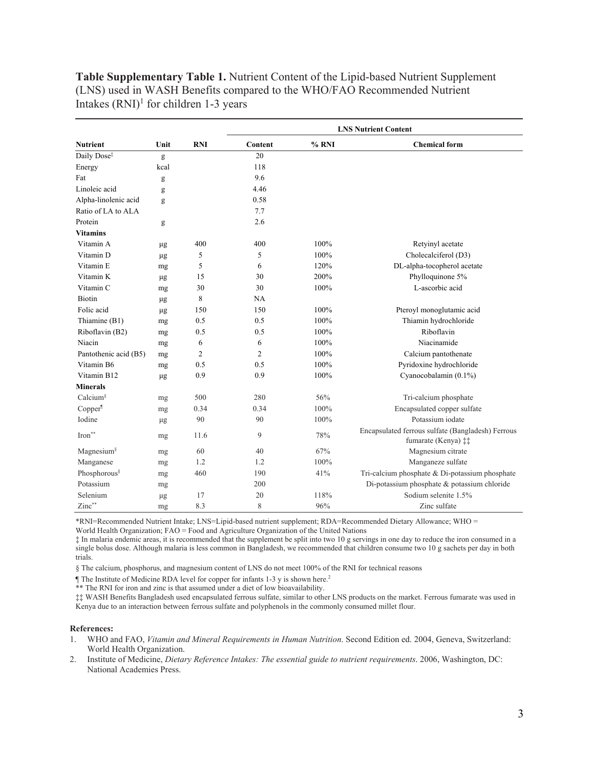**Table Supplementary Table 1.** Nutrient Content of the Lipid-based Nutrient Supplement (LNS) used in WASH Benefits compared to the WHO/FAO Recommended Nutrient Intakes (RNI)[1] for children 1-3 years

| | | | LNS Nutrient Content | | |
|---|---|---|---|---|---|
| **Nutrient** | **Unit** | **RNI** | **Content** | **% RNI** | **Chemical form** |
| Daily Dose‡ | g | | 20 | | |
| Energy | kcal | | 118 | | |
| Fat | g | | 9.6 | | |
| Linoleic acid | g | | 4.46 | | |
| Alpha-linolenic acid | g | | 0.58 | | |
| Ratio of LA to ALA | | | 7.7 | | |
| Protein | g | | 2.6 | | |
| **Vitamins** | | | | | |
| Vitamin A | μg | 400 | 400 | 100% | Retyinyl acetate |
| Vitamin D | μg | 5 | 5 | 100% | Cholecalciferol (D3) |
| Vitamin E | mg | 5 | 6 | 120% | DL-alpha-tocopherol acetate |
| Vitamin K | μg | 15 | 30 | 200% | Phylloquinone 5% |
| Vitamin C | mg | 30 | 30 | 100% | L-ascorbic acid |
| Biotin | μg | 8 | NA | | |
| Folic acid | μg | 150 | 150 | 100% | Pteroyl monoglutamic acid |
| Thiamine (B1) | mg | 0.5 | 0.5 | 100% | Thiamin hydrochloride |
| Riboflavin (B2) | mg | 0.5 | 0.5 | 100% | Riboflavin |
| Niacin | mg | 6 | 6 | 100% | Niacinamide |
| Pantothenic acid (B5) | mg | 2 | 2 | 100% | Calcium pantothenate |
| Vitamin B6 | mg | 0.5 | 0.5 | 100% | Pyridoxine hydrochloride |
| Vitamin B12 | μg | 0.9 | 0.9 | 100% | Cyanocobalamin (0.1%) |
| **Minerals** | | | | | |
| Calcium§ | mg | 500 | 280 | 56% | Tri-calcium phosphate |
| Copper¶ | mg | 0.34 | 0.34 | 100% | Encapsulated copper sulfate |
| Iodine | μg | 90 | 90 | 100% | Potassium iodate |
| Iron** | mg | 11.6 | 9 | 78% | Encapsulated ferrous sulfate (Bangladesh) Ferrous fumarate (Kenya) ‡‡ |
| Magnesium§ | mg | 60 | 40 | 67% | Magnesium citrate |
| Manganese | mg | 1.2 | 1.2 | 100% | Manganeze sulfate |
| Phosphorous§ | mg | 460 | 190 | 41% | Tri-calcium phosphate & Di-potassium phosphate |
| Potassium | mg | | 200 | | Di-potassium phosphate & potassium chloride |
| Selenium | μg | 17 | 20 | 118% | Sodium selenite 1.5% |
| Zinc** | mg | 8.3 | 8 | 96% | Zinc sulfate |

*RNI=Recommended Nutrient Intake; LNS=Lipid-based nutrient supplement; RDA=Recommended Dietary Allowance; WHO = World Health Organization; FAO = Food and Agriculture Organization of the United Nations

‡ In malaria endemic areas, it is recommended that the supplement be split into two 10 g servings in one day to reduce the iron consumed in a single bolus dose. Although malaria is less common in Bangladesh, we recommended that children consume two 10 g sachets per day in both trials.

§ The calcium, phosphorus, and magnesium content of LNS do not meet 100% of the RNI for technical reasons

¶ The Institute of Medicine RDA level for copper for infants 1-3 y is shown here.[2]

** The RNI for iron and zinc is that assumed under a diet of low bioavailability.

‡‡ WASH Benefits Bangladesh used encapsulated ferrous sulfate, similar to other LNS products on the market. Ferrous fumarate was used in Kenya due to an interaction between ferrous sulfate and polyphenols in the commonly consumed millet flour.

**References:**

1. WHO and FAO, *Vitamin and Mineral Requirements in Human Nutrition*. Second Edition ed. 2004, Geneva, Switzerland: World Health Organization.
2. Institute of Medicine, *Dietary Reference Intakes: The essential guide to nutrient requirements*. 2006, Washington, DC: National Academies Press.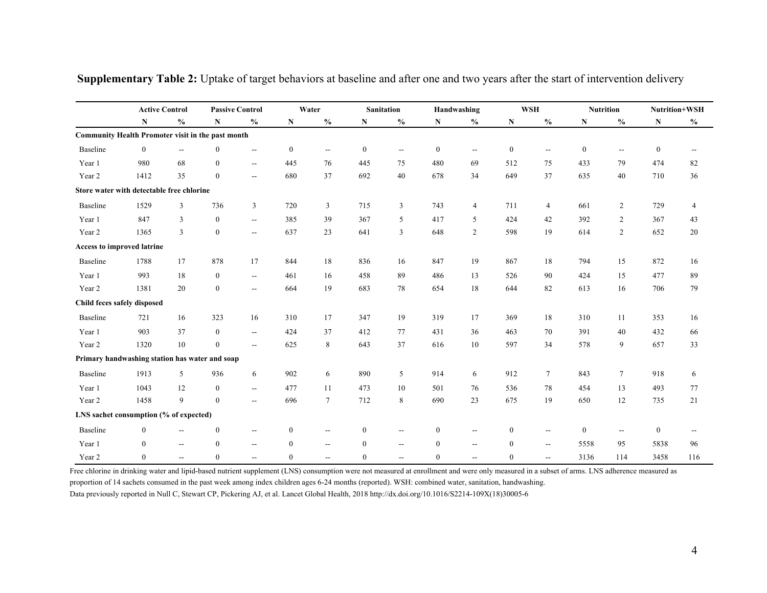**Supplementary Table 2:** Uptake of target behaviors at baseline and after one and two years after the start of intervention delivery

| | Active Control | | Passive Control | | Water | | Sanitation | | Handwashing | | WSH | | Nutrition | | Nutrition+WSH | |
|---|---|---|---|---|---|---|---|---|---|---|---|---|---|---|---|---|
| | N | % | N | % | N | % | N | % | N | % | N | % | N | % | N | % |
| **Community Health Promoter visit in the past month** | | | | | | | | | | | | | | | | |
| Baseline | 0 | -- | 0 | -- | 0 | -- | 0 | -- | 0 | -- | 0 | -- | 0 | -- | 0 | -- |
| Year 1 | 980 | 68 | 0 | -- | 445 | 76 | 445 | 75 | 480 | 69 | 512 | 75 | 433 | 79 | 474 | 82 |
| Year 2 | 1412 | 35 | 0 | -- | 680 | 37 | 692 | 40 | 678 | 34 | 649 | 37 | 635 | 40 | 710 | 36 |
| **Store water with detectable free chlorine** | | | | | | | | | | | | | | | | |
| Baseline | 1529 | 3 | 736 | 3 | 720 | 3 | 715 | 3 | 743 | 4 | 711 | 4 | 661 | 2 | 729 | 4 |
| Year 1 | 847 | 3 | 0 | -- | 385 | 39 | 367 | 5 | 417 | 5 | 424 | 42 | 392 | 2 | 367 | 43 |
| Year 2 | 1365 | 3 | 0 | -- | 637 | 23 | 641 | 3 | 648 | 2 | 598 | 19 | 614 | 2 | 652 | 20 |
| **Access to improved latrine** | | | | | | | | | | | | | | | | |
| Baseline | 1788 | 17 | 878 | 17 | 844 | 18 | 836 | 16 | 847 | 19 | 867 | 18 | 794 | 15 | 872 | 16 |
| Year 1 | 993 | 18 | 0 | -- | 461 | 16 | 458 | 89 | 486 | 13 | 526 | 90 | 424 | 15 | 477 | 89 |
| Year 2 | 1381 | 20 | 0 | -- | 664 | 19 | 683 | 78 | 654 | 18 | 644 | 82 | 613 | 16 | 706 | 79 |
| **Child feces safely disposed** | | | | | | | | | | | | | | | | |
| Baseline | 721 | 16 | 323 | 16 | 310 | 17 | 347 | 19 | 319 | 17 | 369 | 18 | 310 | 11 | 353 | 16 |
| Year 1 | 903 | 37 | 0 | -- | 424 | 37 | 412 | 77 | 431 | 36 | 463 | 70 | 391 | 40 | 432 | 66 |
| Year 2 | 1320 | 10 | 0 | -- | 625 | 8 | 643 | 37 | 616 | 10 | 597 | 34 | 578 | 9 | 657 | 33 |
| **Primary handwashing station has water and soap** | | | | | | | | | | | | | | | | |
| Baseline | 1913 | 5 | 936 | 6 | 902 | 6 | 890 | 5 | 914 | 6 | 912 | 7 | 843 | 7 | 918 | 6 |
| Year 1 | 1043 | 12 | 0 | -- | 477 | 11 | 473 | 10 | 501 | 76 | 536 | 78 | 454 | 13 | 493 | 77 |
| Year 2 | 1458 | 9 | 0 | -- | 696 | 7 | 712 | 8 | 690 | 23 | 675 | 19 | 650 | 12 | 735 | 21 |
| **LNS sachet consumption (% of expected)** | | | | | | | | | | | | | | | | |
| Baseline | 0 | -- | 0 | -- | 0 | -- | 0 | -- | 0 | -- | 0 | -- | 0 | -- | 0 | -- |
| Year 1 | 0 | -- | 0 | -- | 0 | -- | 0 | -- | 0 | -- | 0 | -- | 5558 | 95 | 5838 | 96 |
| Year 2 | 0 | -- | 0 | -- | 0 | -- | 0 | -- | 0 | -- | 0 | -- | 3136 | 114 | 3458 | 116 |

Free chlorine in drinking water and lipid-based nutrient supplement (LNS) consumption were not measured at enrollment and were only measured in a subset of arms. LNS adherence measured as proportion of 14 sachets consumed in the past week among index children ages 6-24 months (reported). WSH: combined water, sanitation, handwashing.

Data previously reported in Null C, Stewart CP, Pickering AJ, et al. Lancet Global Health, 2018 http://dx.doi.org/10.1016/S2214-109X(18)30005-6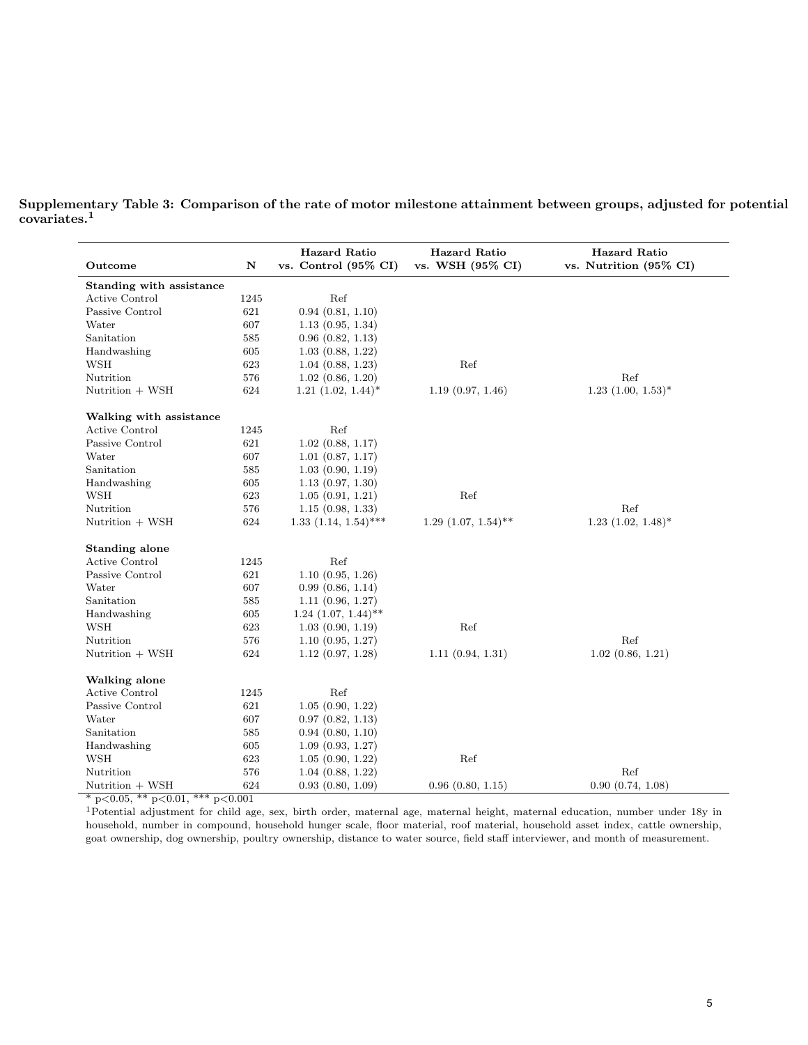**Supplementary Table 3: Comparison of the rate of motor milestone attainment between groups, adjusted for potential covariates.[1]**

| Outcome | N | Hazard Ratio vs. Control (95% CI) | Hazard Ratio vs. WSH (95% CI) | Hazard Ratio vs. Nutrition (95% CI) |
|---|---|---|---|---|
| **Standing with assistance** | | | | |
| Active Control | 1245 | Ref | | |
| Passive Control | 621 | 0.94 (0.81, 1.10) | | |
| Water | 607 | 1.13 (0.95, 1.34) | | |
| Sanitation | 585 | 0.96 (0.82, 1.13) | | |
| Handwashing | 605 | 1.03 (0.88, 1.22) | | |
| WSH | 623 | 1.04 (0.88, 1.23) | Ref | |
| Nutrition | 576 | 1.02 (0.86, 1.20) | | Ref |
| Nutrition + WSH | 624 | 1.21 (1.02, 1.44)* | 1.19 (0.97, 1.46) | 1.23 (1.00, 1.53)* |
| **Walking with assistance** | | | | |
| Active Control | 1245 | Ref | | |
| Passive Control | 621 | 1.02 (0.88, 1.17) | | |
| Water | 607 | 1.01 (0.87, 1.17) | | |
| Sanitation | 585 | 1.03 (0.90, 1.19) | | |
| Handwashing | 605 | 1.13 (0.97, 1.30) | | |
| WSH | 623 | 1.05 (0.91, 1.21) | Ref | |
| Nutrition | 576 | 1.15 (0.98, 1.33) | | Ref |
| Nutrition + WSH | 624 | 1.33 (1.14, 1.54)*** | 1.29 (1.07, 1.54)** | 1.23 (1.02, 1.48)* |
| **Standing alone** | | | | |
| Active Control | 1245 | Ref | | |
| Passive Control | 621 | 1.10 (0.95, 1.26) | | |
| Water | 607 | 0.99 (0.86, 1.14) | | |
| Sanitation | 585 | 1.11 (0.96, 1.27) | | |
| Handwashing | 605 | 1.24 (1.07, 1.44)** | | |
| WSH | 623 | 1.03 (0.90, 1.19) | Ref | |
| Nutrition | 576 | 1.10 (0.95, 1.27) | | Ref |
| Nutrition + WSH | 624 | 1.12 (0.97, 1.28) | 1.11 (0.94, 1.31) | 1.02 (0.86, 1.21) |
| **Walking alone** | | | | |
| Active Control | 1245 | Ref | | |
| Passive Control | 621 | 1.05 (0.90, 1.22) | | |
| Water | 607 | 0.97 (0.82, 1.13) | | |
| Sanitation | 585 | 0.94 (0.80, 1.10) | | |
| Handwashing | 605 | 1.09 (0.93, 1.27) | | |
| WSH | 623 | 1.05 (0.90, 1.22) | Ref | |
| Nutrition | 576 | 1.04 (0.88, 1.22) | | Ref |
| Nutrition + WSH | 624 | 0.93 (0.80, 1.09) | 0.96 (0.80, 1.15) | 0.90 (0.74, 1.08) |

* $p<0.05$, ** $p<0.01$, *** $p<0.001$

[1] Potential adjustment for child age, sex, birth order, maternal age, maternal height, maternal education, number under 18y in household, number in compound, household hunger scale, floor material, roof material, household asset index, cattle ownership, goat ownership, dog ownership, poultry ownership, distance to water source, field staff interviewer, and month of measurement.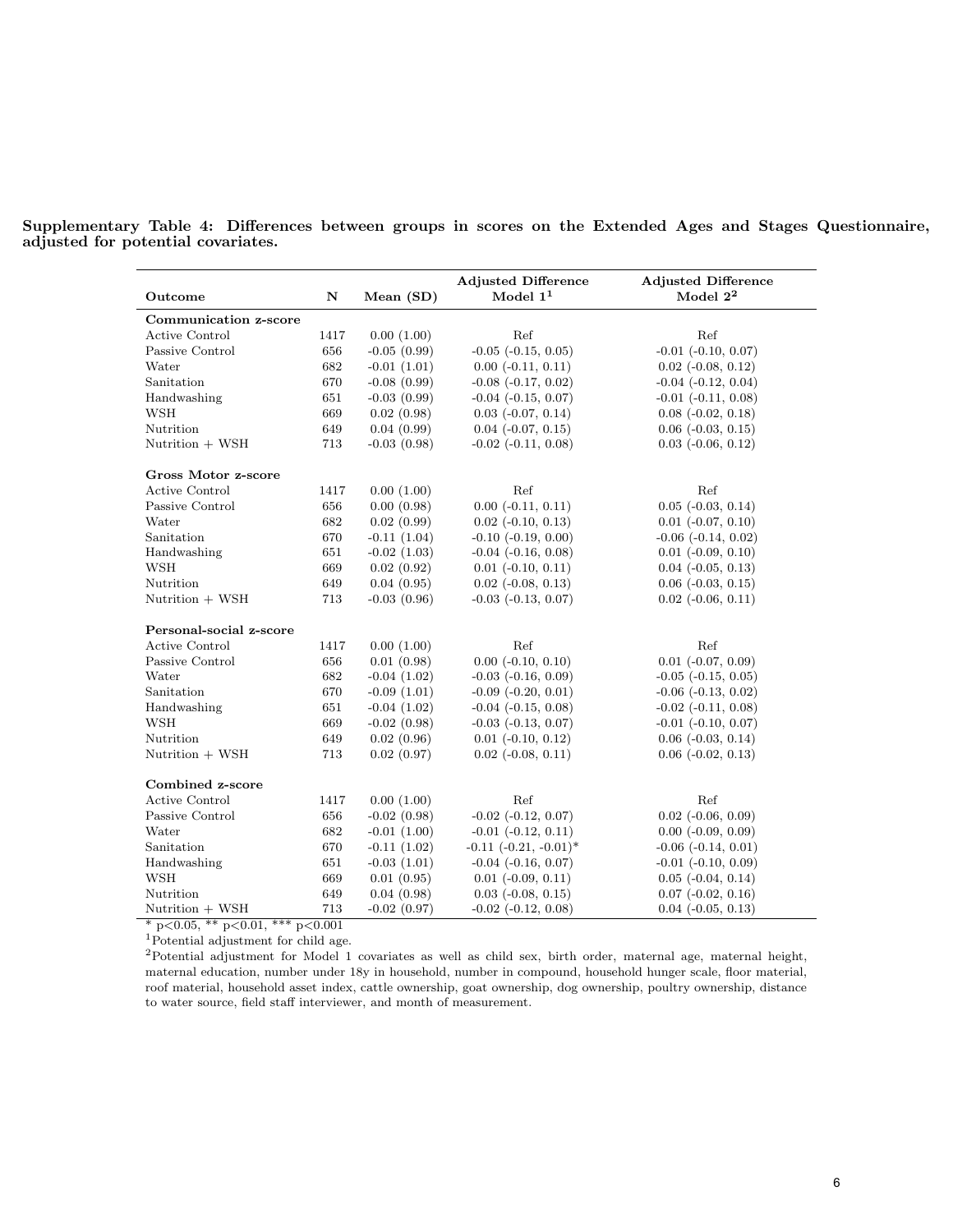**Supplementary Table 4: Differences between groups in scores on the Extended Ages and Stages Questionnaire, adjusted for potential covariates.**

| Outcome | N | Mean (SD) | Adjusted Difference Model 1[1] | Adjusted Difference Model 2[2] |
|---|---|---|---|---|
| **Communication z-score** | | | | |
| Active Control | 1417 | 0.00 (1.00) | Ref | Ref |
| Passive Control | 656 | -0.05 (0.99) | -0.05 (-0.15, 0.05) | -0.01 (-0.10, 0.07) |
| Water | 682 | -0.01 (1.01) | 0.00 (-0.11, 0.11) | 0.02 (-0.08, 0.12) |
| Sanitation | 670 | -0.08 (0.99) | -0.08 (-0.17, 0.02) | -0.04 (-0.12, 0.04) |
| Handwashing | 651 | -0.03 (0.99) | -0.04 (-0.15, 0.07) | -0.01 (-0.11, 0.08) |
| WSH | 669 | 0.02 (0.98) | 0.03 (-0.07, 0.14) | 0.08 (-0.02, 0.18) |
| Nutrition | 649 | 0.04 (0.99) | 0.04 (-0.07, 0.15) | 0.06 (-0.03, 0.15) |
| Nutrition + WSH | 713 | -0.03 (0.98) | -0.02 (-0.11, 0.08) | 0.03 (-0.06, 0.12) |
| **Gross Motor z-score** | | | | |
| Active Control | 1417 | 0.00 (1.00) | Ref | Ref |
| Passive Control | 656 | 0.00 (0.98) | 0.00 (-0.11, 0.11) | 0.05 (-0.03, 0.14) |
| Water | 682 | 0.02 (0.99) | 0.02 (-0.10, 0.13) | 0.01 (-0.07, 0.10) |
| Sanitation | 670 | -0.11 (1.04) | -0.10 (-0.19, 0.00) | -0.06 (-0.14, 0.02) |
| Handwashing | 651 | -0.02 (1.03) | -0.04 (-0.16, 0.08) | 0.01 (-0.09, 0.10) |
| WSH | 669 | 0.02 (0.92) | 0.01 (-0.10, 0.11) | 0.04 (-0.05, 0.13) |
| Nutrition | 649 | 0.04 (0.95) | 0.02 (-0.08, 0.13) | 0.06 (-0.03, 0.15) |
| Nutrition + WSH | 713 | -0.03 (0.96) | -0.03 (-0.13, 0.07) | 0.02 (-0.06, 0.11) |
| **Personal-social z-score** | | | | |
| Active Control | 1417 | 0.00 (1.00) | Ref | Ref |
| Passive Control | 656 | 0.01 (0.98) | 0.00 (-0.10, 0.10) | 0.01 (-0.07, 0.09) |
| Water | 682 | -0.04 (1.02) | -0.03 (-0.16, 0.09) | -0.05 (-0.15, 0.05) |
| Sanitation | 670 | -0.09 (1.01) | -0.09 (-0.20, 0.01) | -0.06 (-0.13, 0.02) |
| Handwashing | 651 | -0.04 (1.02) | -0.04 (-0.15, 0.08) | -0.02 (-0.11, 0.08) |
| WSH | 669 | -0.02 (0.98) | -0.03 (-0.13, 0.07) | -0.01 (-0.10, 0.07) |
| Nutrition | 649 | 0.02 (0.96) | 0.01 (-0.10, 0.12) | 0.06 (-0.03, 0.14) |
| Nutrition + WSH | 713 | 0.02 (0.97) | 0.02 (-0.08, 0.11) | 0.06 (-0.02, 0.13) |
| **Combined z-score** | | | | |
| Active Control | 1417 | 0.00 (1.00) | Ref | Ref |
| Passive Control | 656 | -0.02 (0.98) | -0.02 (-0.12, 0.07) | 0.02 (-0.06, 0.09) |
| Water | 682 | -0.01 (1.00) | -0.01 (-0.12, 0.11) | 0.00 (-0.09, 0.09) |
| Sanitation | 670 | -0.11 (1.02) | -0.11 (-0.21, -0.01)* | -0.06 (-0.14, 0.01) |
| Handwashing | 651 | -0.03 (1.01) | -0.04 (-0.16, 0.07) | -0.01 (-0.10, 0.09) |
| WSH | 669 | 0.01 (0.95) | 0.01 (-0.09, 0.11) | 0.05 (-0.04, 0.14) |
| Nutrition | 649 | 0.04 (0.98) | 0.03 (-0.08, 0.15) | 0.07 (-0.02, 0.16) |
| Nutrition + WSH | 713 | -0.02 (0.97) | -0.02 (-0.12, 0.08) | 0.04 (-0.05, 0.13) |

\* p<0.05, ** p<0.01, *** p<0.001

[1] Potential adjustment for child age.

[2] Potential adjustment for Model 1 covariates as well as child sex, birth order, maternal age, maternal height, maternal education, number under 18y in household, number in compound, household hunger scale, floor material, roof material, household asset index, cattle ownership, goat ownership, dog ownership, poultry ownership, distance to water source, field staff interviewer, and month of measurement.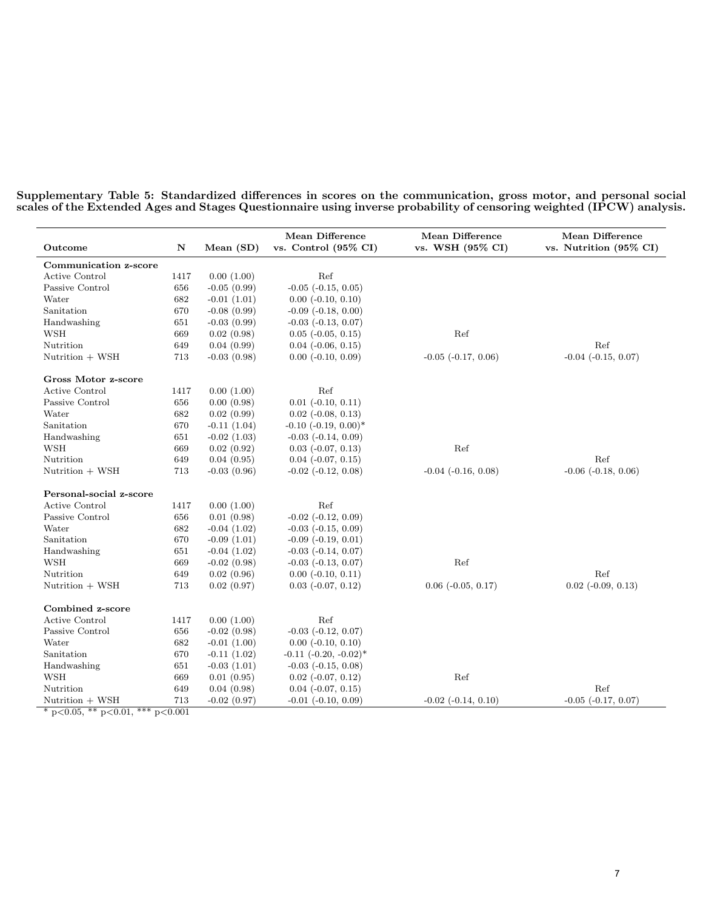**Supplementary Table 5: Standardized differences in scores on the communication, gross motor, and personal social scales of the Extended Ages and Stages Questionnaire using inverse probability of censoring weighted (IPCW) analysis.**

| Outcome | N | Mean (SD) | Mean Difference vs. Control (95% CI) | Mean Difference vs. WSH (95% CI) | Mean Difference vs. Nutrition (95% CI) |
|---|---|---|---|---|---|
| **Communication z-score** | | | | | |
| Active Control | 1417 | 0.00 (1.00) | Ref | | |
| Passive Control | 656 | -0.05 (0.99) | -0.05 (-0.15, 0.05) | | |
| Water | 682 | -0.01 (1.01) | 0.00 (-0.10, 0.10) | | |
| Sanitation | 670 | -0.08 (0.99) | -0.09 (-0.18, 0.00) | | |
| Handwashing | 651 | -0.03 (0.99) | -0.03 (-0.13, 0.07) | | |
| WSH | 669 | 0.02 (0.98) | 0.05 (-0.05, 0.15) | Ref | |
| Nutrition | 649 | 0.04 (0.99) | 0.04 (-0.06, 0.15) | | Ref |
| Nutrition + WSH | 713 | -0.03 (0.98) | 0.00 (-0.10, 0.09) | -0.05 (-0.17, 0.06) | -0.04 (-0.15, 0.07) |
| **Gross Motor z-score** | | | | | |
| Active Control | 1417 | 0.00 (1.00) | Ref | | |
| Passive Control | 656 | 0.00 (0.98) | 0.01 (-0.10, 0.11) | | |
| Water | 682 | 0.02 (0.99) | 0.02 (-0.08, 0.13) | | |
| Sanitation | 670 | -0.11 (1.04) | -0.10 (-0.19, 0.00)* | | |
| Handwashing | 651 | -0.02 (1.03) | -0.03 (-0.14, 0.09) | | |
| WSH | 669 | 0.02 (0.92) | 0.03 (-0.07, 0.13) | Ref | |
| Nutrition | 649 | 0.04 (0.95) | 0.04 (-0.07, 0.15) | | Ref |
| Nutrition + WSH | 713 | -0.03 (0.96) | -0.02 (-0.12, 0.08) | -0.04 (-0.16, 0.08) | -0.06 (-0.18, 0.06) |
| **Personal-social z-score** | | | | | |
| Active Control | 1417 | 0.00 (1.00) | Ref | | |
| Passive Control | 656 | 0.01 (0.98) | -0.02 (-0.12, 0.09) | | |
| Water | 682 | -0.04 (1.02) | -0.03 (-0.15, 0.09) | | |
| Sanitation | 670 | -0.09 (1.01) | -0.09 (-0.19, 0.01) | | |
| Handwashing | 651 | -0.04 (1.02) | -0.03 (-0.14, 0.07) | | |
| WSH | 669 | -0.02 (0.98) | -0.03 (-0.13, 0.07) | Ref | |
| Nutrition | 649 | 0.02 (0.96) | 0.00 (-0.10, 0.11) | | Ref |
| Nutrition + WSH | 713 | 0.02 (0.97) | 0.03 (-0.07, 0.12) | 0.06 (-0.05, 0.17) | 0.02 (-0.09, 0.13) |
| **Combined z-score** | | | | | |
| Active Control | 1417 | 0.00 (1.00) | Ref | | |
| Passive Control | 656 | -0.02 (0.98) | -0.03 (-0.12, 0.07) | | |
| Water | 682 | -0.01 (1.00) | 0.00 (-0.10, 0.10) | | |
| Sanitation | 670 | -0.11 (1.02) | -0.11 (-0.20, -0.02)* | | |
| Handwashing | 651 | -0.03 (1.01) | -0.03 (-0.15, 0.08) | | |
| WSH | 669 | 0.01 (0.95) | 0.02 (-0.07, 0.12) | Ref | |
| Nutrition | 649 | 0.04 (0.98) | 0.04 (-0.07, 0.15) | | Ref |
| Nutrition + WSH | 713 | -0.02 (0.97) | -0.01 (-0.10, 0.09) | -0.02 (-0.14, 0.10) | -0.05 (-0.17, 0.07) |

* $p<0.05$, ** $p<0.01$, *** $p<0.001$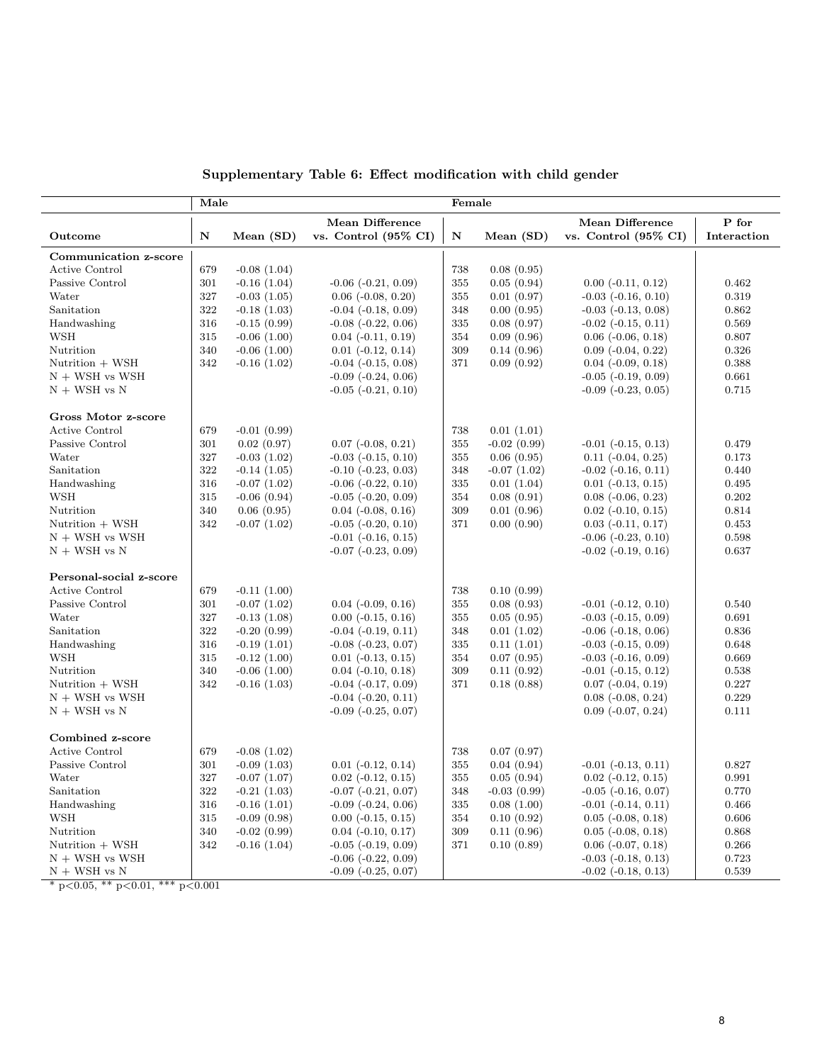**Supplementary Table 6: Effect modification with child gender**

| | Male | | | Female | | | |
|---|---|---|---|---|---|---|---|
| Outcome | N | Mean (SD) | Mean Difference vs. Control (95% CI) | N | Mean (SD) | Mean Difference vs. Control (95% CI) | P for Interaction |
| **Communication z-score** | | | | | | | |
| Active Control | 679 | -0.08 (1.04) | | 738 | 0.08 (0.95) | | |
| Passive Control | 301 | -0.16 (1.04) | -0.06 (-0.21, 0.09) | 355 | 0.05 (0.94) | 0.00 (-0.11, 0.12) | 0.462 |
| Water | 327 | -0.03 (1.05) | 0.06 (-0.08, 0.20) | 355 | 0.01 (0.97) | -0.03 (-0.16, 0.10) | 0.319 |
| Sanitation | 322 | -0.18 (1.03) | -0.04 (-0.18, 0.09) | 348 | 0.00 (0.95) | -0.03 (-0.13, 0.08) | 0.862 |
| Handwashing | 316 | -0.15 (0.99) | -0.08 (-0.22, 0.06) | 335 | 0.08 (0.97) | -0.02 (-0.15, 0.11) | 0.569 |
| WSH | 315 | -0.06 (1.00) | 0.04 (-0.11, 0.19) | 354 | 0.09 (0.96) | 0.06 (-0.06, 0.18) | 0.807 |
| Nutrition | 340 | -0.06 (1.00) | 0.01 (-0.12, 0.14) | 309 | 0.14 (0.96) | 0.09 (-0.04, 0.22) | 0.326 |
| Nutrition + WSH | 342 | -0.16 (1.02) | -0.04 (-0.15, 0.08) | 371 | 0.09 (0.92) | 0.04 (-0.09, 0.18) | 0.388 |
| N + WSH vs WSH | | | -0.09 (-0.24, 0.06) | | | -0.05 (-0.19, 0.09) | 0.661 |
| N + WSH vs N | | | -0.05 (-0.21, 0.10) | | | -0.09 (-0.23, 0.05) | 0.715 |
| **Gross Motor z-score** | | | | | | | |
| Active Control | 679 | -0.01 (0.99) | | 738 | 0.01 (1.01) | | |
| Passive Control | 301 | 0.02 (0.97) | 0.07 (-0.08, 0.21) | 355 | -0.02 (0.99) | -0.01 (-0.15, 0.13) | 0.479 |
| Water | 327 | -0.03 (1.02) | -0.03 (-0.15, 0.10) | 355 | 0.06 (0.95) | 0.11 (-0.04, 0.25) | 0.173 |
| Sanitation | 322 | -0.14 (1.05) | -0.10 (-0.23, 0.03) | 348 | -0.07 (1.02) | -0.02 (-0.16, 0.11) | 0.440 |
| Handwashing | 316 | -0.07 (1.02) | -0.06 (-0.22, 0.10) | 335 | 0.01 (1.04) | 0.01 (-0.13, 0.15) | 0.495 |
| WSH | 315 | -0.06 (0.94) | -0.05 (-0.20, 0.09) | 354 | 0.08 (0.91) | 0.08 (-0.06, 0.23) | 0.202 |
| Nutrition | 340 | 0.06 (0.95) | 0.04 (-0.08, 0.16) | 309 | 0.01 (0.96) | 0.02 (-0.10, 0.15) | 0.814 |
| Nutrition + WSH | 342 | -0.07 (1.02) | -0.05 (-0.20, 0.10) | 371 | 0.00 (0.90) | 0.03 (-0.11, 0.17) | 0.453 |
| N + WSH vs WSH | | | -0.01 (-0.16, 0.15) | | | -0.06 (-0.23, 0.10) | 0.598 |
| N + WSH vs N | | | -0.07 (-0.23, 0.09) | | | -0.02 (-0.19, 0.16) | 0.637 |
| **Personal-social z-score** | | | | | | | |
| Active Control | 679 | -0.11 (1.00) | | 738 | 0.10 (0.99) | | |
| Passive Control | 301 | -0.07 (1.02) | 0.04 (-0.09, 0.16) | 355 | 0.08 (0.93) | -0.01 (-0.12, 0.10) | 0.540 |
| Water | 327 | -0.13 (1.08) | 0.00 (-0.15, 0.16) | 355 | 0.05 (0.95) | -0.03 (-0.15, 0.09) | 0.691 |
| Sanitation | 322 | -0.20 (0.99) | -0.04 (-0.19, 0.11) | 348 | 0.01 (1.02) | -0.06 (-0.18, 0.06) | 0.836 |
| Handwashing | 316 | -0.19 (1.01) | -0.08 (-0.23, 0.07) | 335 | 0.11 (1.01) | -0.03 (-0.15, 0.09) | 0.648 |
| WSH | 315 | -0.12 (1.00) | 0.01 (-0.13, 0.15) | 354 | 0.07 (0.95) | -0.03 (-0.16, 0.09) | 0.669 |
| Nutrition | 340 | -0.06 (1.00) | 0.04 (-0.10, 0.18) | 309 | 0.11 (0.92) | -0.01 (-0.15, 0.12) | 0.538 |
| Nutrition + WSH | 342 | -0.16 (1.03) | -0.04 (-0.17, 0.09) | 371 | 0.18 (0.88) | 0.07 (-0.04, 0.19) | 0.227 |
| N + WSH vs WSH | | | -0.04 (-0.20, 0.11) | | | 0.08 (-0.08, 0.24) | 0.229 |
| N + WSH vs N | | | -0.09 (-0.25, 0.07) | | | 0.09 (-0.07, 0.24) | 0.111 |
| **Combined z-score** | | | | | | | |
| Active Control | 679 | -0.08 (1.02) | | 738 | 0.07 (0.97) | | |
| Passive Control | 301 | -0.09 (1.03) | 0.01 (-0.12, 0.14) | 355 | 0.04 (0.94) | -0.01 (-0.13, 0.11) | 0.827 |
| Water | 327 | -0.07 (1.07) | 0.02 (-0.12, 0.15) | 355 | 0.05 (0.94) | 0.02 (-0.12, 0.15) | 0.991 |
| Sanitation | 322 | -0.21 (1.03) | -0.07 (-0.21, 0.07) | 348 | -0.03 (0.99) | -0.05 (-0.16, 0.07) | 0.770 |
| Handwashing | 316 | -0.16 (1.01) | -0.09 (-0.24, 0.06) | 335 | 0.08 (1.00) | -0.01 (-0.14, 0.11) | 0.466 |
| WSH | 315 | -0.09 (0.98) | 0.00 (-0.15, 0.15) | 354 | 0.10 (0.92) | 0.05 (-0.08, 0.18) | 0.606 |
| Nutrition | 340 | -0.02 (0.99) | 0.04 (-0.10, 0.17) | 309 | 0.11 (0.96) | 0.05 (-0.08, 0.18) | 0.868 |
| Nutrition + WSH | 342 | -0.16 (1.04) | -0.05 (-0.19, 0.09) | 371 | 0.10 (0.89) | 0.06 (-0.07, 0.18) | 0.266 |
| N + WSH vs WSH | | | -0.06 (-0.22, 0.09) | | | -0.03 (-0.18, 0.13) | 0.723 |
| N + WSH vs N | | | -0.09 (-0.25, 0.07) | | | -0.02 (-0.18, 0.13) | 0.539 |

* p<0.05, ** p<0.01, *** p<0.001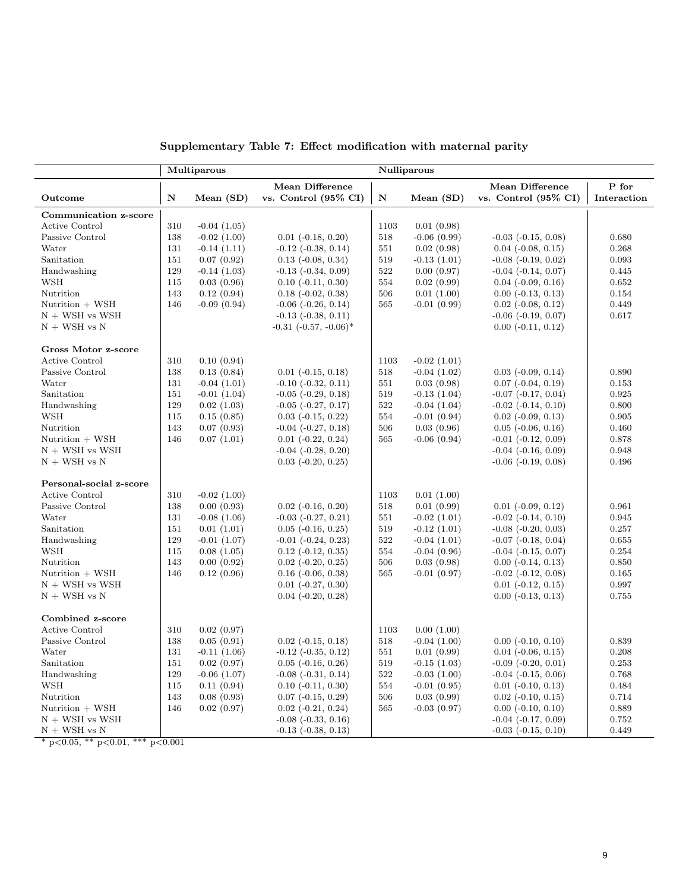**Supplementary Table 7: Effect modification with maternal parity**

| | Multiparous | | | Nulliparous | | | |
|---|---|---|---|---|---|---|---|
| Outcome | N | Mean (SD) | Mean Difference vs. Control (95% CI) | N | Mean (SD) | Mean Difference vs. Control (95% CI) | P for Interaction |
| **Communication z-score** | | | | | | | |
| Active Control | 310 | -0.04 (1.05) | | 1103 | 0.01 (0.98) | | |
| Passive Control | 138 | -0.02 (1.00) | 0.01 (-0.18, 0.20) | 518 | -0.06 (0.99) | -0.03 (-0.15, 0.08) | 0.680 |
| Water | 131 | -0.14 (1.11) | -0.12 (-0.38, 0.14) | 551 | 0.02 (0.98) | 0.04 (-0.08, 0.15) | 0.268 |
| Sanitation | 151 | 0.07 (0.92) | 0.13 (-0.08, 0.34) | 519 | -0.13 (1.01) | -0.08 (-0.19, 0.02) | 0.093 |
| Handwashing | 129 | -0.14 (1.03) | -0.13 (-0.34, 0.09) | 522 | 0.00 (0.97) | -0.04 (-0.14, 0.07) | 0.445 |
| WSH | 115 | 0.03 (0.96) | 0.10 (-0.11, 0.30) | 554 | 0.02 (0.99) | 0.04 (-0.09, 0.16) | 0.652 |
| Nutrition | 143 | 0.12 (0.94) | 0.18 (-0.02, 0.38) | 506 | 0.01 (1.00) | 0.00 (-0.13, 0.13) | 0.154 |
| Nutrition + WSH | 146 | -0.09 (0.94) | -0.06 (-0.26, 0.14) | 565 | -0.01 (0.99) | 0.02 (-0.08, 0.12) | 0.449 |
| N + WSH vs WSH | | | -0.13 (-0.38, 0.11) | | | -0.06 (-0.19, 0.07) | 0.617 |
| N + WSH vs N | | | -0.31 (-0.57, -0.06)* | | | 0.00 (-0.11, 0.12) | |
| **Gross Motor z-score** | | | | | | | |
| Active Control | 310 | 0.10 (0.94) | | 1103 | -0.02 (1.01) | | |
| Passive Control | 138 | 0.13 (0.84) | 0.01 (-0.15, 0.18) | 518 | -0.04 (1.02) | 0.03 (-0.09, 0.14) | 0.890 |
| Water | 131 | -0.04 (1.01) | -0.10 (-0.32, 0.11) | 551 | 0.03 (0.98) | 0.07 (-0.04, 0.19) | 0.153 |
| Sanitation | 151 | -0.01 (1.04) | -0.05 (-0.29, 0.18) | 519 | -0.13 (1.04) | -0.07 (-0.17, 0.04) | 0.925 |
| Handwashing | 129 | 0.02 (1.03) | -0.05 (-0.27, 0.17) | 522 | -0.04 (1.04) | -0.02 (-0.14, 0.10) | 0.800 |
| WSH | 115 | 0.15 (0.85) | 0.03 (-0.15, 0.22) | 554 | -0.01 (0.94) | 0.02 (-0.09, 0.13) | 0.905 |
| Nutrition | 143 | 0.07 (0.93) | -0.04 (-0.27, 0.18) | 506 | 0.03 (0.96) | 0.05 (-0.06, 0.16) | 0.460 |
| Nutrition + WSH | 146 | 0.07 (1.01) | 0.01 (-0.22, 0.24) | 565 | -0.06 (0.94) | -0.01 (-0.12, 0.09) | 0.878 |
| N + WSH vs WSH | | | -0.04 (-0.28, 0.20) | | | -0.04 (-0.16, 0.09) | 0.948 |
| N + WSH vs N | | | 0.03 (-0.20, 0.25) | | | -0.06 (-0.19, 0.08) | 0.496 |
| **Personal-social z-score** | | | | | | | |
| Active Control | 310 | -0.02 (1.00) | | 1103 | 0.01 (1.00) | | |
| Passive Control | 138 | 0.00 (0.93) | 0.02 (-0.16, 0.20) | 518 | 0.01 (0.99) | 0.01 (-0.09, 0.12) | 0.961 |
| Water | 131 | -0.08 (1.06) | -0.03 (-0.27, 0.21) | 551 | -0.02 (1.01) | -0.02 (-0.14, 0.10) | 0.945 |
| Sanitation | 151 | 0.01 (1.01) | 0.05 (-0.16, 0.25) | 519 | -0.12 (1.01) | -0.08 (-0.20, 0.03) | 0.257 |
| Handwashing | 129 | -0.01 (1.07) | -0.01 (-0.24, 0.23) | 522 | -0.04 (1.01) | -0.07 (-0.18, 0.04) | 0.655 |
| WSH | 115 | 0.08 (1.05) | 0.12 (-0.12, 0.35) | 554 | -0.04 (0.96) | -0.04 (-0.15, 0.07) | 0.254 |
| Nutrition | 143 | 0.00 (0.92) | 0.02 (-0.20, 0.25) | 506 | 0.03 (0.98) | 0.00 (-0.14, 0.13) | 0.850 |
| Nutrition + WSH | 146 | 0.12 (0.96) | 0.16 (-0.06, 0.38) | 565 | -0.01 (0.97) | -0.02 (-0.12, 0.08) | 0.165 |
| N + WSH vs WSH | | | 0.01 (-0.27, 0.30) | | | 0.01 (-0.12, 0.15) | 0.997 |
| N + WSH vs N | | | 0.04 (-0.20, 0.28) | | | 0.00 (-0.13, 0.13) | 0.755 |
| **Combined z-score** | | | | | | | |
| Active Control | 310 | 0.02 (0.97) | | 1103 | 0.00 (1.00) | | |
| Passive Control | 138 | 0.05 (0.91) | 0.02 (-0.15, 0.18) | 518 | -0.04 (1.00) | 0.00 (-0.10, 0.10) | 0.839 |
| Water | 131 | -0.11 (1.06) | -0.12 (-0.35, 0.12) | 551 | 0.01 (0.99) | 0.04 (-0.06, 0.15) | 0.208 |
| Sanitation | 151 | 0.02 (0.97) | 0.05 (-0.16, 0.26) | 519 | -0.15 (1.03) | -0.09 (-0.20, 0.01) | 0.253 |
| Handwashing | 129 | -0.06 (1.07) | -0.08 (-0.31, 0.14) | 522 | -0.03 (1.00) | -0.04 (-0.15, 0.06) | 0.768 |
| WSH | 115 | 0.11 (0.94) | 0.10 (-0.11, 0.30) | 554 | -0.01 (0.95) | 0.01 (-0.10, 0.13) | 0.484 |
| Nutrition | 143 | 0.08 (0.93) | 0.07 (-0.15, 0.29) | 506 | 0.03 (0.99) | 0.02 (-0.10, 0.15) | 0.714 |
| Nutrition + WSH | 146 | 0.02 (0.97) | 0.02 (-0.21, 0.24) | 565 | -0.03 (0.97) | 0.00 (-0.10, 0.10) | 0.889 |
| N + WSH vs WSH | | | -0.08 (-0.33, 0.16) | | | -0.04 (-0.17, 0.09) | 0.752 |
| N + WSH vs N | | | -0.13 (-0.38, 0.13) | | | -0.03 (-0.15, 0.10) | 0.449 |

\* $p<0.05$, ** $p<0.01$, *** $p<0.001$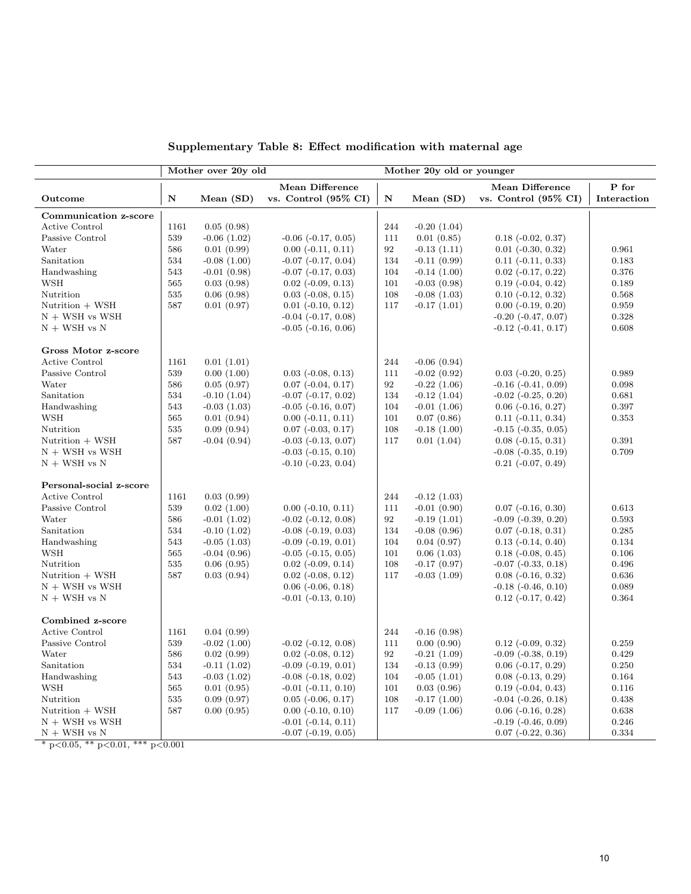**Supplementary Table 8: Effect modification with maternal age**

| | Mother over 20y old | | | Mother 20y old or younger | | | |
|---|---|---|---|---|---|---|---|
| **Outcome** | **N** | **Mean (SD)** | **Mean Difference vs. Control (95% CI)** | **N** | **Mean (SD)** | **Mean Difference vs. Control (95% CI)** | **P for Interaction** |
| **Communication z-score** | | | | | | | |
| Active Control | 1161 | 0.05 (0.98) | | 244 | -0.20 (1.04) | | |
| Passive Control | 539 | -0.06 (1.02) | -0.06 (-0.17, 0.05) | 111 | 0.01 (0.85) | 0.18 (-0.02, 0.37) | |
| Water | 586 | 0.01 (0.99) | 0.00 (-0.11, 0.11) | 92 | -0.13 (1.11) | 0.01 (-0.30, 0.32) | 0.961 |
| Sanitation | 534 | -0.08 (1.00) | -0.07 (-0.17, 0.04) | 134 | -0.11 (0.99) | 0.11 (-0.11, 0.33) | 0.183 |
| Handwashing | 543 | -0.01 (0.98) | -0.07 (-0.17, 0.03) | 104 | -0.14 (1.00) | 0.02 (-0.17, 0.22) | 0.376 |
| WSH | 565 | 0.03 (0.98) | 0.02 (-0.09, 0.13) | 101 | -0.03 (0.98) | 0.19 (-0.04, 0.42) | 0.189 |
| Nutrition | 535 | 0.06 (0.98) | 0.03 (-0.08, 0.15) | 108 | -0.08 (1.03) | 0.10 (-0.12, 0.32) | 0.568 |
| Nutrition + WSH | 587 | 0.01 (0.97) | 0.01 (-0.10, 0.12) | 117 | -0.17 (1.01) | 0.00 (-0.19, 0.20) | 0.959 |
| N + WSH vs WSH | | | -0.04 (-0.17, 0.08) | | | -0.20 (-0.47, 0.07) | 0.328 |
| N + WSH vs N | | | -0.05 (-0.16, 0.06) | | | -0.12 (-0.41, 0.17) | 0.608 |
| **Gross Motor z-score** | | | | | | | |
| Active Control | 1161 | 0.01 (1.01) | | 244 | -0.06 (0.94) | | |
| Passive Control | 539 | 0.00 (1.00) | 0.03 (-0.08, 0.13) | 111 | -0.02 (0.92) | 0.03 (-0.20, 0.25) | 0.989 |
| Water | 586 | 0.05 (0.97) | 0.07 (-0.04, 0.17) | 92 | -0.22 (1.06) | -0.16 (-0.41, 0.09) | 0.098 |
| Sanitation | 534 | -0.10 (1.04) | -0.07 (-0.17, 0.02) | 134 | -0.12 (1.04) | -0.02 (-0.25, 0.20) | 0.681 |
| Handwashing | 543 | -0.03 (1.03) | -0.05 (-0.16, 0.07) | 104 | -0.01 (1.06) | 0.06 (-0.16, 0.27) | 0.397 |
| WSH | 565 | 0.01 (0.94) | 0.00 (-0.11, 0.11) | 101 | 0.07 (0.86) | 0.11 (-0.11, 0.34) | 0.353 |
| Nutrition | 535 | 0.09 (0.94) | 0.07 (-0.03, 0.17) | 108 | -0.18 (1.00) | -0.15 (-0.35, 0.05) | |
| Nutrition + WSH | 587 | -0.04 (0.94) | -0.03 (-0.13, 0.07) | 117 | 0.01 (1.04) | 0.08 (-0.15, 0.31) | 0.391 |
| N + WSH vs WSH | | | -0.03 (-0.15, 0.10) | | | -0.08 (-0.35, 0.19) | 0.709 |
| N + WSH vs N | | | -0.10 (-0.23, 0.04) | | | 0.21 (-0.07, 0.49) | |
| **Personal-social z-score** | | | | | | | |
| Active Control | 1161 | 0.03 (0.99) | | 244 | -0.12 (1.03) | | |
| Passive Control | 539 | 0.02 (1.00) | 0.00 (-0.10, 0.11) | 111 | -0.01 (0.90) | 0.07 (-0.16, 0.30) | 0.613 |
| Water | 586 | -0.01 (1.02) | -0.02 (-0.12, 0.08) | 92 | -0.19 (1.01) | -0.09 (-0.39, 0.20) | 0.593 |
| Sanitation | 534 | -0.10 (1.02) | -0.08 (-0.19, 0.03) | 134 | -0.08 (0.96) | 0.07 (-0.18, 0.31) | 0.285 |
| Handwashing | 543 | -0.05 (1.03) | -0.09 (-0.19, 0.01) | 104 | 0.04 (0.97) | 0.13 (-0.14, 0.40) | 0.134 |
| WSH | 565 | -0.04 (0.96) | -0.05 (-0.15, 0.05) | 101 | 0.06 (1.03) | 0.18 (-0.08, 0.45) | 0.106 |
| Nutrition | 535 | 0.06 (0.95) | 0.02 (-0.09, 0.14) | 108 | -0.17 (0.97) | -0.07 (-0.33, 0.18) | 0.496 |
| Nutrition + WSH | 587 | 0.03 (0.94) | 0.02 (-0.08, 0.12) | 117 | -0.03 (1.09) | 0.08 (-0.16, 0.32) | 0.636 |
| N + WSH vs WSH | | | 0.06 (-0.06, 0.18) | | | -0.18 (-0.46, 0.10) | 0.089 |
| N + WSH vs N | | | -0.01 (-0.13, 0.10) | | | 0.12 (-0.17, 0.42) | 0.364 |
| **Combined z-score** | | | | | | | |
| Active Control | 1161 | 0.04 (0.99) | | 244 | -0.16 (0.98) | | |
| Passive Control | 539 | -0.02 (1.00) | -0.02 (-0.12, 0.08) | 111 | 0.00 (0.90) | 0.12 (-0.09, 0.32) | 0.259 |
| Water | 586 | 0.02 (0.99) | 0.02 (-0.08, 0.12) | 92 | -0.21 (1.09) | -0.09 (-0.38, 0.19) | 0.429 |
| Sanitation | 534 | -0.11 (1.02) | -0.09 (-0.19, 0.01) | 134 | -0.13 (0.99) | 0.06 (-0.17, 0.29) | 0.250 |
| Handwashing | 543 | -0.03 (1.02) | -0.08 (-0.18, 0.02) | 104 | -0.05 (1.01) | 0.08 (-0.13, 0.29) | 0.164 |
| WSH | 565 | 0.01 (0.95) | -0.01 (-0.11, 0.10) | 101 | 0.03 (0.96) | 0.19 (-0.04, 0.43) | 0.116 |
| Nutrition | 535 | 0.09 (0.97) | 0.05 (-0.06, 0.17) | 108 | -0.17 (1.00) | -0.04 (-0.26, 0.18) | 0.438 |
| Nutrition + WSH | 587 | 0.00 (0.95) | 0.00 (-0.10, 0.10) | 117 | -0.09 (1.06) | 0.06 (-0.16, 0.28) | 0.638 |
| N + WSH vs WSH | | | -0.01 (-0.14, 0.11) | | | -0.19 (-0.46, 0.09) | 0.246 |
| N + WSH vs N | | | -0.07 (-0.19, 0.05) | | | 0.07 (-0.22, 0.36) | 0.334 |

* $p<0.05$, ** $p<0.01$, *** $p<0.001$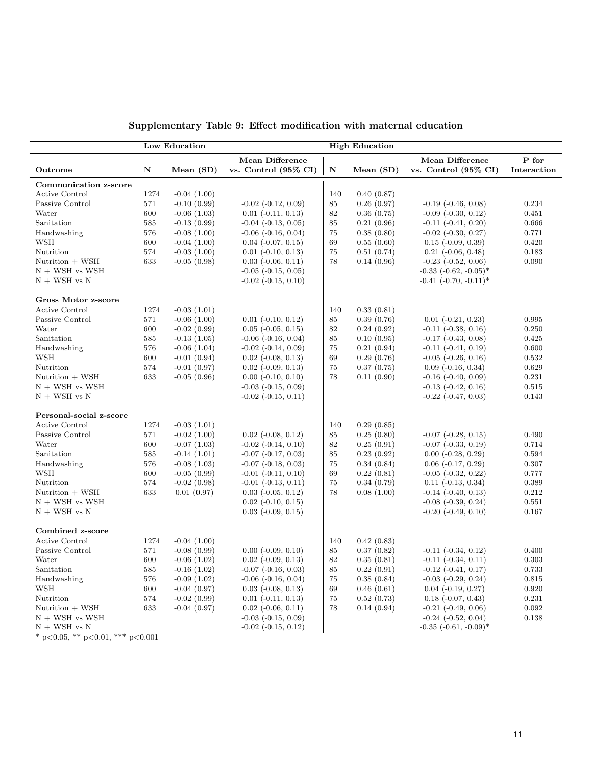**Supplementary Table 9: Effect modification with maternal education**

| | Low Education | | | High Education | | | |
|---|---|---|---|---|---|---|---|
| **Outcome** | **N** | **Mean (SD)** | **Mean Difference vs. Control (95% CI)** | **N** | **Mean (SD)** | **Mean Difference vs. Control (95% CI)** | **P for Interaction** |
| **Communication z-score** | | | | | | | |
| Active Control | 1274 | -0.04 (1.00) | | 140 | 0.40 (0.87) | | |
| Passive Control | 571 | -0.10 (0.99) | -0.02 (-0.12, 0.09) | 85 | 0.26 (0.97) | -0.19 (-0.46, 0.08) | 0.234 |
| Water | 600 | -0.06 (1.03) | 0.01 (-0.11, 0.13) | 82 | 0.36 (0.75) | -0.09 (-0.30, 0.12) | 0.451 |
| Sanitation | 585 | -0.13 (0.99) | -0.04 (-0.13, 0.05) | 85 | 0.21 (0.96) | -0.11 (-0.41, 0.20) | 0.666 |
| Handwashing | 576 | -0.08 (1.00) | -0.06 (-0.16, 0.04) | 75 | 0.38 (0.80) | -0.02 (-0.30, 0.27) | 0.771 |
| WSH | 600 | -0.04 (1.00) | 0.04 (-0.07, 0.15) | 69 | 0.55 (0.60) | 0.15 (-0.09, 0.39) | 0.420 |
| Nutrition | 574 | -0.03 (1.00) | 0.01 (-0.10, 0.13) | 75 | 0.51 (0.74) | 0.21 (-0.06, 0.48) | 0.183 |
| Nutrition + WSH | 633 | -0.05 (0.98) | 0.03 (-0.06, 0.11) | 78 | 0.14 (0.96) | -0.23 (-0.52, 0.06) | 0.090 |
| N + WSH vs WSH | | | -0.05 (-0.15, 0.05) | | | -0.33 (-0.62, -0.05)* | |
| N + WSH vs N | | | -0.02 (-0.15, 0.10) | | | -0.41 (-0.70, -0.11)* | |
| **Gross Motor z-score** | | | | | | | |
| Active Control | 1274 | -0.03 (1.01) | | 140 | 0.33 (0.81) | | |
| Passive Control | 571 | -0.06 (1.00) | 0.01 (-0.10, 0.12) | 85 | 0.39 (0.76) | 0.01 (-0.21, 0.23) | 0.995 |
| Water | 600 | -0.02 (0.99) | 0.05 (-0.05, 0.15) | 82 | 0.24 (0.92) | -0.11 (-0.38, 0.16) | 0.250 |
| Sanitation | 585 | -0.13 (1.05) | -0.06 (-0.16, 0.04) | 85 | 0.10 (0.95) | -0.17 (-0.43, 0.08) | 0.425 |
| Handwashing | 576 | -0.06 (1.04) | -0.02 (-0.14, 0.09) | 75 | 0.21 (0.94) | -0.11 (-0.41, 0.19) | 0.600 |
| WSH | 600 | -0.01 (0.94) | 0.02 (-0.08, 0.13) | 69 | 0.29 (0.76) | -0.05 (-0.26, 0.16) | 0.532 |
| Nutrition | 574 | -0.01 (0.97) | 0.02 (-0.09, 0.13) | 75 | 0.37 (0.75) | 0.09 (-0.16, 0.34) | 0.629 |
| Nutrition + WSH | 633 | -0.05 (0.96) | 0.00 (-0.10, 0.10) | 78 | 0.11 (0.90) | -0.16 (-0.40, 0.09) | 0.231 |
| N + WSH vs WSH | | | -0.03 (-0.15, 0.09) | | | -0.13 (-0.42, 0.16) | 0.515 |
| N + WSH vs N | | | -0.02 (-0.15, 0.11) | | | -0.22 (-0.47, 0.03) | 0.143 |
| **Personal-social z-score** | | | | | | | |
| Active Control | 1274 | -0.03 (1.01) | | 140 | 0.29 (0.85) | | |
| Passive Control | 571 | -0.02 (1.00) | 0.02 (-0.08, 0.12) | 85 | 0.25 (0.80) | -0.07 (-0.28, 0.15) | 0.490 |
| Water | 600 | -0.07 (1.03) | -0.02 (-0.14, 0.10) | 82 | 0.25 (0.91) | -0.07 (-0.33, 0.19) | 0.714 |
| Sanitation | 585 | -0.14 (1.01) | -0.07 (-0.17, 0.03) | 85 | 0.23 (0.92) | 0.00 (-0.28, 0.29) | 0.594 |
| Handwashing | 576 | -0.08 (1.03) | -0.07 (-0.18, 0.03) | 75 | 0.34 (0.84) | 0.06 (-0.17, 0.29) | 0.307 |
| WSH | 600 | -0.05 (0.99) | -0.01 (-0.11, 0.10) | 69 | 0.22 (0.81) | -0.05 (-0.32, 0.22) | 0.777 |
| Nutrition | 574 | -0.02 (0.98) | -0.01 (-0.13, 0.11) | 75 | 0.34 (0.79) | 0.11 (-0.13, 0.34) | 0.389 |
| Nutrition + WSH | 633 | 0.01 (0.97) | 0.03 (-0.05, 0.12) | 78 | 0.08 (1.00) | -0.14 (-0.40, 0.13) | 0.212 |
| N + WSH vs WSH | | | 0.02 (-0.10, 0.15) | | | -0.08 (-0.39, 0.24) | 0.551 |
| N + WSH vs N | | | 0.03 (-0.09, 0.15) | | | -0.20 (-0.49, 0.10) | 0.167 |
| **Combined z-score** | | | | | | | |
| Active Control | 1274 | -0.04 (1.00) | | 140 | 0.42 (0.83) | | |
| Passive Control | 571 | -0.08 (0.99) | 0.00 (-0.09, 0.10) | 85 | 0.37 (0.82) | -0.11 (-0.34, 0.12) | 0.400 |
| Water | 600 | -0.06 (1.02) | 0.02 (-0.09, 0.13) | 82 | 0.35 (0.81) | -0.11 (-0.34, 0.11) | 0.303 |
| Sanitation | 585 | -0.16 (1.02) | -0.07 (-0.16, 0.03) | 85 | 0.22 (0.91) | -0.12 (-0.41, 0.17) | 0.733 |
| Handwashing | 576 | -0.09 (1.02) | -0.06 (-0.16, 0.04) | 75 | 0.38 (0.84) | -0.03 (-0.29, 0.24) | 0.815 |
| WSH | 600 | -0.04 (0.97) | 0.03 (-0.08, 0.13) | 69 | 0.46 (0.61) | 0.04 (-0.19, 0.27) | 0.920 |
| Nutrition | 574 | -0.02 (0.99) | 0.01 (-0.11, 0.13) | 75 | 0.52 (0.73) | 0.18 (-0.07, 0.43) | 0.231 |
| Nutrition + WSH | 633 | -0.04 (0.97) | 0.02 (-0.06, 0.11) | 78 | 0.14 (0.94) | -0.21 (-0.49, 0.06) | 0.092 |
| N + WSH vs WSH | | | -0.03 (-0.15, 0.09) | | | -0.24 (-0.52, 0.04) | 0.138 |
| N + WSH vs N | | | -0.02 (-0.15, 0.12) | | | -0.35 (-0.61, -0.09)* | |

* p<0.05, ** p<0.01, *** p<0.001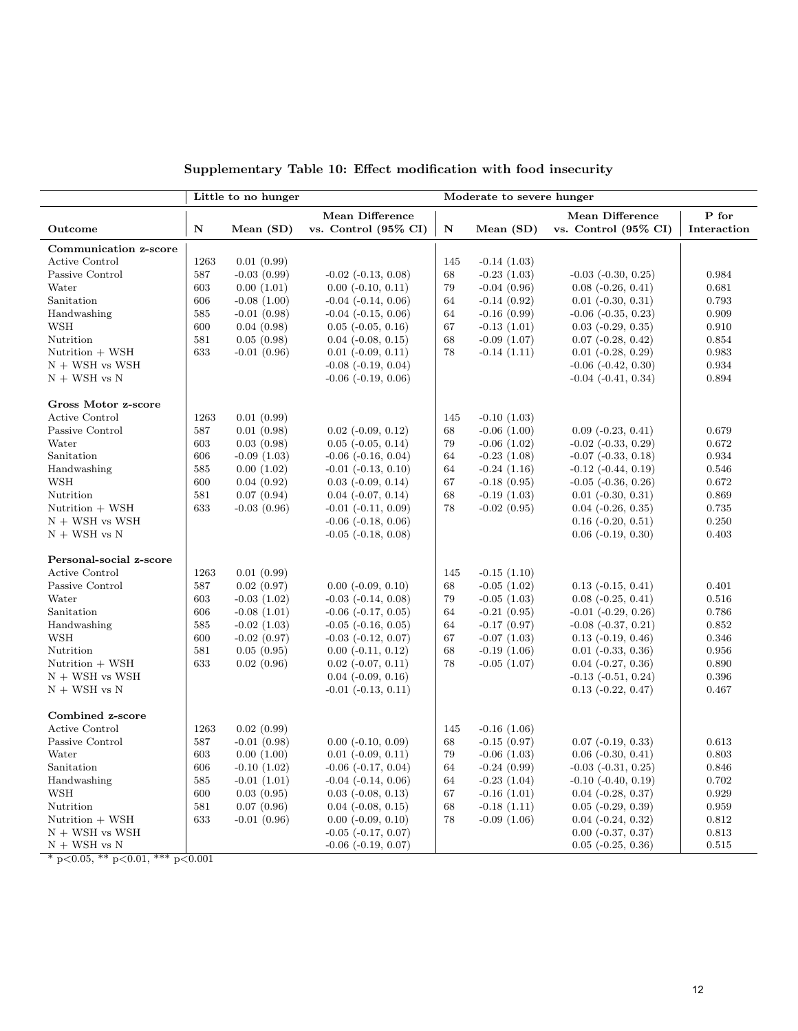**Supplementary Table 10: Effect modification with food insecurity**

| | Little to no hunger | | | Moderate to severe hunger | | | |
|---|---|---|---|---|---|---|---|
| Outcome | N | Mean (SD) | Mean Difference vs. Control (95% CI) | N | Mean (SD) | Mean Difference vs. Control (95% CI) | P for Interaction |
| **Communication z-score** | | | | | | | |
| Active Control | 1263 | 0.01 (0.99) | | 145 | -0.14 (1.03) | | |
| Passive Control | 587 | -0.03 (0.99) | -0.02 (-0.13, 0.08) | 68 | -0.23 (1.03) | -0.03 (-0.30, 0.25) | 0.984 |
| Water | 603 | 0.00 (1.01) | 0.00 (-0.10, 0.11) | 79 | -0.04 (0.96) | 0.08 (-0.26, 0.41) | 0.681 |
| Sanitation | 606 | -0.08 (1.00) | -0.04 (-0.14, 0.06) | 64 | -0.14 (0.92) | 0.01 (-0.30, 0.31) | 0.793 |
| Handwashing | 585 | -0.01 (0.98) | -0.04 (-0.15, 0.06) | 64 | -0.16 (0.99) | -0.06 (-0.35, 0.23) | 0.909 |
| WSH | 600 | 0.04 (0.98) | 0.05 (-0.05, 0.16) | 67 | -0.13 (1.01) | 0.03 (-0.29, 0.35) | 0.910 |
| Nutrition | 581 | 0.05 (0.98) | 0.04 (-0.08, 0.15) | 68 | -0.09 (1.07) | 0.07 (-0.28, 0.42) | 0.854 |
| Nutrition + WSH | 633 | -0.01 (0.96) | 0.01 (-0.09, 0.11) | 78 | -0.14 (1.11) | 0.01 (-0.28, 0.29) | 0.983 |
| N + WSH vs WSH | | | -0.08 (-0.19, 0.04) | | | -0.06 (-0.42, 0.30) | 0.934 |
| N + WSH vs N | | | -0.06 (-0.19, 0.06) | | | -0.04 (-0.41, 0.34) | 0.894 |
| **Gross Motor z-score** | | | | | | | |
| Active Control | 1263 | 0.01 (0.99) | | 145 | -0.10 (1.03) | | |
| Passive Control | 587 | 0.01 (0.98) | 0.02 (-0.09, 0.12) | 68 | -0.06 (1.00) | 0.09 (-0.23, 0.41) | 0.679 |
| Water | 603 | 0.03 (0.98) | 0.05 (-0.05, 0.14) | 79 | -0.06 (1.02) | -0.02 (-0.33, 0.29) | 0.672 |
| Sanitation | 606 | -0.09 (1.03) | -0.06 (-0.16, 0.04) | 64 | -0.23 (1.08) | -0.07 (-0.33, 0.18) | 0.934 |
| Handwashing | 585 | 0.00 (1.02) | -0.01 (-0.13, 0.10) | 64 | -0.24 (1.16) | -0.12 (-0.44, 0.19) | 0.546 |
| WSH | 600 | 0.04 (0.92) | 0.03 (-0.09, 0.14) | 67 | -0.18 (0.95) | -0.05 (-0.36, 0.26) | 0.672 |
| Nutrition | 581 | 0.07 (0.94) | 0.04 (-0.07, 0.14) | 68 | -0.19 (1.03) | 0.01 (-0.30, 0.31) | 0.869 |
| Nutrition + WSH | 633 | -0.03 (0.96) | -0.01 (-0.11, 0.09) | 78 | -0.02 (0.95) | 0.04 (-0.26, 0.35) | 0.735 |
| N + WSH vs WSH | | | -0.06 (-0.18, 0.06) | | | 0.16 (-0.20, 0.51) | 0.250 |
| N + WSH vs N | | | -0.05 (-0.18, 0.08) | | | 0.06 (-0.19, 0.30) | 0.403 |
| **Personal-social z-score** | | | | | | | |
| Active Control | 1263 | 0.01 (0.99) | | 145 | -0.15 (1.10) | | |
| Passive Control | 587 | 0.02 (0.97) | 0.00 (-0.09, 0.10) | 68 | -0.05 (1.02) | 0.13 (-0.15, 0.41) | 0.401 |
| Water | 603 | -0.03 (1.02) | -0.03 (-0.14, 0.08) | 79 | -0.05 (1.03) | 0.08 (-0.25, 0.41) | 0.516 |
| Sanitation | 606 | -0.08 (1.01) | -0.06 (-0.17, 0.05) | 64 | -0.21 (0.95) | -0.01 (-0.29, 0.26) | 0.786 |
| Handwashing | 585 | -0.02 (1.03) | -0.05 (-0.16, 0.05) | 64 | -0.17 (0.97) | -0.08 (-0.37, 0.21) | 0.852 |
| WSH | 600 | -0.02 (0.97) | -0.03 (-0.12, 0.07) | 67 | -0.07 (1.03) | 0.13 (-0.19, 0.46) | 0.346 |
| Nutrition | 581 | 0.05 (0.95) | 0.00 (-0.11, 0.12) | 68 | -0.19 (1.06) | 0.01 (-0.33, 0.36) | 0.956 |
| Nutrition + WSH | 633 | 0.02 (0.96) | 0.02 (-0.07, 0.11) | 78 | -0.05 (1.07) | 0.04 (-0.27, 0.36) | 0.890 |
| N + WSH vs WSH | | | 0.04 (-0.09, 0.16) | | | -0.13 (-0.51, 0.24) | 0.396 |
| N + WSH vs N | | | -0.01 (-0.13, 0.11) | | | 0.13 (-0.22, 0.47) | 0.467 |
| **Combined z-score** | | | | | | | |
| Active Control | 1263 | 0.02 (0.99) | | 145 | -0.16 (1.06) | | |
| Passive Control | 587 | -0.01 (0.98) | 0.00 (-0.10, 0.09) | 68 | -0.15 (0.97) | 0.07 (-0.19, 0.33) | 0.613 |
| Water | 603 | 0.00 (1.00) | 0.01 (-0.09, 0.11) | 79 | -0.06 (1.03) | 0.06 (-0.30, 0.41) | 0.803 |
| Sanitation | 606 | -0.10 (1.02) | -0.06 (-0.17, 0.04) | 64 | -0.24 (0.99) | -0.03 (-0.31, 0.25) | 0.846 |
| Handwashing | 585 | -0.01 (1.01) | -0.04 (-0.14, 0.06) | 64 | -0.23 (1.04) | -0.10 (-0.40, 0.19) | 0.702 |
| WSH | 600 | 0.03 (0.95) | 0.03 (-0.08, 0.13) | 67 | -0.16 (1.01) | 0.04 (-0.28, 0.37) | 0.929 |
| Nutrition | 581 | 0.07 (0.96) | 0.04 (-0.08, 0.15) | 68 | -0.18 (1.11) | 0.05 (-0.29, 0.39) | 0.959 |
| Nutrition + WSH | 633 | -0.01 (0.96) | 0.00 (-0.09, 0.10) | 78 | -0.09 (1.06) | 0.04 (-0.24, 0.32) | 0.812 |
| N + WSH vs WSH | | | -0.05 (-0.17, 0.07) | | | 0.00 (-0.37, 0.37) | 0.813 |
| N + WSH vs N | | | -0.06 (-0.19, 0.07) | | | 0.05 (-0.25, 0.36) | 0.515 |

* p<0.05, ** p<0.01, *** p<0.001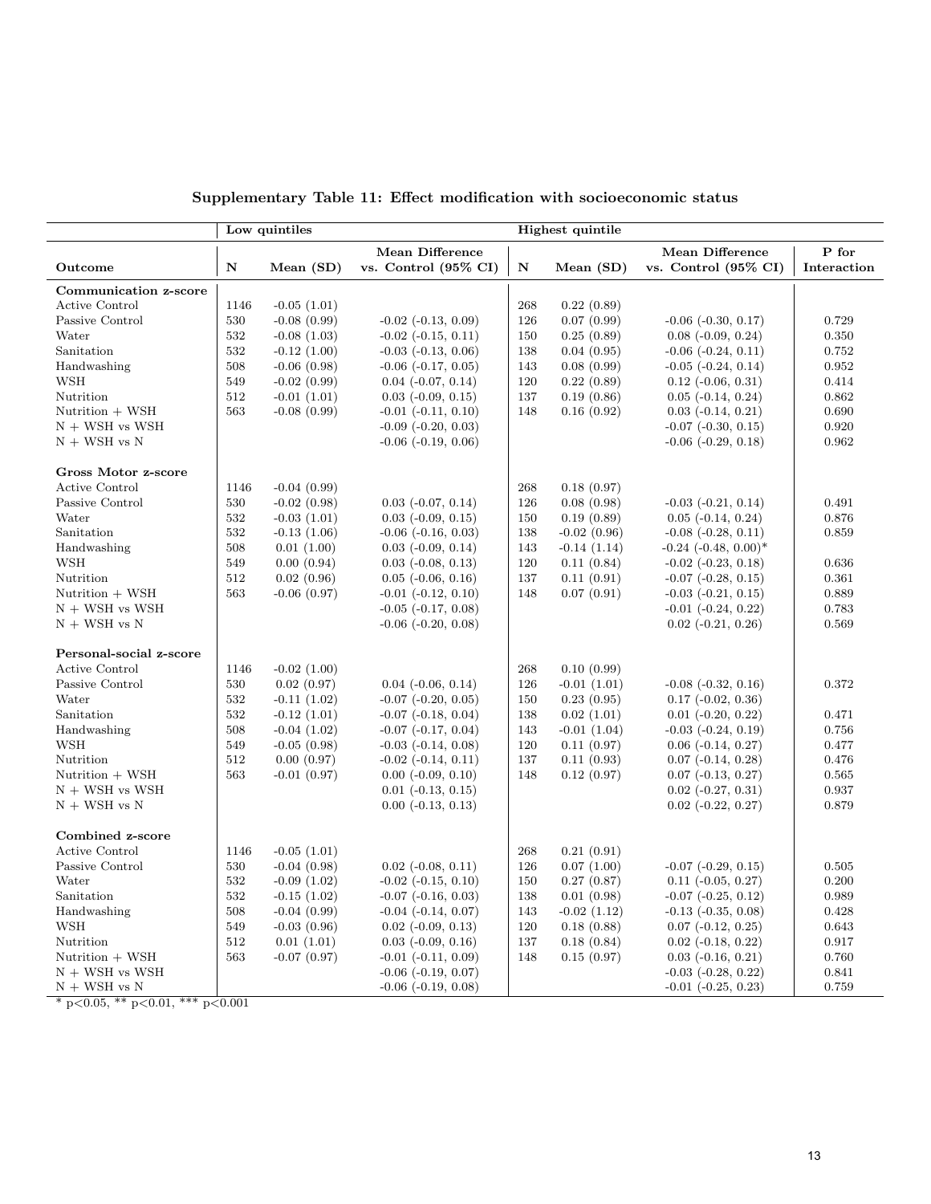**Supplementary Table 11: Effect modification with socioeconomic status**

| | Low quintiles | | | Highest quintile | | | |
|---|---|---|---|---|---|---|---|
| Outcome | N | Mean (SD) | Mean Difference vs. Control (95% CI) | N | Mean (SD) | Mean Difference vs. Control (95% CI) | P for Interaction |
| **Communication z-score** | | | | | | | |
| Active Control | 1146 | -0.05 (1.01) | | 268 | 0.22 (0.89) | | |
| Passive Control | 530 | -0.08 (0.99) | -0.02 (-0.13, 0.09) | 126 | 0.07 (0.99) | -0.06 (-0.30, 0.17) | 0.729 |
| Water | 532 | -0.08 (1.03) | -0.02 (-0.15, 0.11) | 150 | 0.25 (0.89) | 0.08 (-0.09, 0.24) | 0.350 |
| Sanitation | 532 | -0.12 (1.00) | -0.03 (-0.13, 0.06) | 138 | 0.04 (0.95) | -0.06 (-0.24, 0.11) | 0.752 |
| Handwashing | 508 | -0.06 (0.98) | -0.06 (-0.17, 0.05) | 143 | 0.08 (0.99) | -0.05 (-0.24, 0.14) | 0.952 |
| WSH | 549 | -0.02 (0.99) | 0.04 (-0.07, 0.14) | 120 | 0.22 (0.89) | 0.12 (-0.06, 0.31) | 0.414 |
| Nutrition | 512 | -0.01 (1.01) | 0.03 (-0.09, 0.15) | 137 | 0.19 (0.86) | 0.05 (-0.14, 0.24) | 0.862 |
| Nutrition + WSH | 563 | -0.08 (0.99) | -0.01 (-0.11, 0.10) | 148 | 0.16 (0.92) | 0.03 (-0.14, 0.21) | 0.690 |
| N + WSH vs WSH | | | -0.09 (-0.20, 0.03) | | | -0.07 (-0.30, 0.15) | 0.920 |
| N + WSH vs N | | | -0.06 (-0.19, 0.06) | | | -0.06 (-0.29, 0.18) | 0.962 |
| **Gross Motor z-score** | | | | | | | |
| Active Control | 1146 | -0.04 (0.99) | | 268 | 0.18 (0.97) | | |
| Passive Control | 530 | -0.02 (0.98) | 0.03 (-0.07, 0.14) | 126 | 0.08 (0.98) | -0.03 (-0.21, 0.14) | 0.491 |
| Water | 532 | -0.03 (1.01) | 0.03 (-0.09, 0.15) | 150 | 0.19 (0.89) | 0.05 (-0.14, 0.24) | 0.876 |
| Sanitation | 532 | -0.13 (1.06) | -0.06 (-0.16, 0.03) | 138 | -0.02 (0.96) | -0.08 (-0.28, 0.11) | 0.859 |
| Handwashing | 508 | 0.01 (1.00) | 0.03 (-0.09, 0.14) | 143 | -0.14 (1.14) | -0.24 (-0.48, 0.00)* | |
| WSH | 549 | 0.00 (0.94) | 0.03 (-0.08, 0.13) | 120 | 0.11 (0.84) | -0.02 (-0.23, 0.18) | 0.636 |
| Nutrition | 512 | 0.02 (0.96) | 0.05 (-0.06, 0.16) | 137 | 0.11 (0.91) | -0.07 (-0.28, 0.15) | 0.361 |
| Nutrition + WSH | 563 | -0.06 (0.97) | -0.01 (-0.12, 0.10) | 148 | 0.07 (0.91) | -0.03 (-0.21, 0.15) | 0.889 |
| N + WSH vs WSH | | | -0.05 (-0.17, 0.08) | | | -0.01 (-0.24, 0.22) | 0.783 |
| N + WSH vs N | | | -0.06 (-0.20, 0.08) | | | 0.02 (-0.21, 0.26) | 0.569 |
| **Personal-social z-score** | | | | | | | |
| Active Control | 1146 | -0.02 (1.00) | | 268 | 0.10 (0.99) | | |
| Passive Control | 530 | 0.02 (0.97) | 0.04 (-0.06, 0.14) | 126 | -0.01 (1.01) | -0.08 (-0.32, 0.16) | 0.372 |
| Water | 532 | -0.11 (1.02) | -0.07 (-0.20, 0.05) | 150 | 0.23 (0.95) | 0.17 (-0.02, 0.36) | |
| Sanitation | 532 | -0.12 (1.01) | -0.07 (-0.18, 0.04) | 138 | 0.02 (1.01) | 0.01 (-0.20, 0.22) | 0.471 |
| Handwashing | 508 | -0.04 (1.02) | -0.07 (-0.17, 0.04) | 143 | -0.01 (1.04) | -0.03 (-0.24, 0.19) | 0.756 |
| WSH | 549 | -0.05 (0.98) | -0.03 (-0.14, 0.08) | 120 | 0.11 (0.97) | 0.06 (-0.14, 0.27) | 0.477 |
| Nutrition | 512 | 0.00 (0.97) | -0.02 (-0.14, 0.11) | 137 | 0.11 (0.93) | 0.07 (-0.14, 0.28) | 0.476 |
| Nutrition + WSH | 563 | -0.01 (0.97) | 0.00 (-0.09, 0.10) | 148 | 0.12 (0.97) | 0.07 (-0.13, 0.27) | 0.565 |
| N + WSH vs WSH | | | 0.01 (-0.13, 0.15) | | | 0.02 (-0.27, 0.31) | 0.937 |
| N + WSH vs N | | | 0.00 (-0.13, 0.13) | | | 0.02 (-0.22, 0.27) | 0.879 |
| **Combined z-score** | | | | | | | |
| Active Control | 1146 | -0.05 (1.01) | | 268 | 0.21 (0.91) | | |
| Passive Control | 530 | -0.04 (0.98) | 0.02 (-0.08, 0.11) | 126 | 0.07 (1.00) | -0.07 (-0.29, 0.15) | 0.505 |
| Water | 532 | -0.09 (1.02) | -0.02 (-0.15, 0.10) | 150 | 0.27 (0.87) | 0.11 (-0.05, 0.27) | 0.200 |
| Sanitation | 532 | -0.15 (1.02) | -0.07 (-0.16, 0.03) | 138 | 0.01 (0.98) | -0.07 (-0.25, 0.12) | 0.989 |
| Handwashing | 508 | -0.04 (0.99) | -0.04 (-0.14, 0.07) | 143 | -0.02 (1.12) | -0.13 (-0.35, 0.08) | 0.428 |
| WSH | 549 | -0.03 (0.96) | 0.02 (-0.09, 0.13) | 120 | 0.18 (0.88) | 0.07 (-0.12, 0.25) | 0.643 |
| Nutrition | 512 | 0.01 (1.01) | 0.03 (-0.09, 0.16) | 137 | 0.18 (0.84) | 0.02 (-0.18, 0.22) | 0.917 |
| Nutrition + WSH | 563 | -0.07 (0.97) | -0.01 (-0.11, 0.09) | 148 | 0.15 (0.97) | 0.03 (-0.16, 0.21) | 0.760 |
| N + WSH vs WSH | | | -0.06 (-0.19, 0.07) | | | -0.03 (-0.28, 0.22) | 0.841 |
| N + WSH vs N | | | -0.06 (-0.19, 0.08) | | | -0.01 (-0.25, 0.23) | 0.759 |

* $p<0.05$, ** $p<0.01$, *** $p<0.001$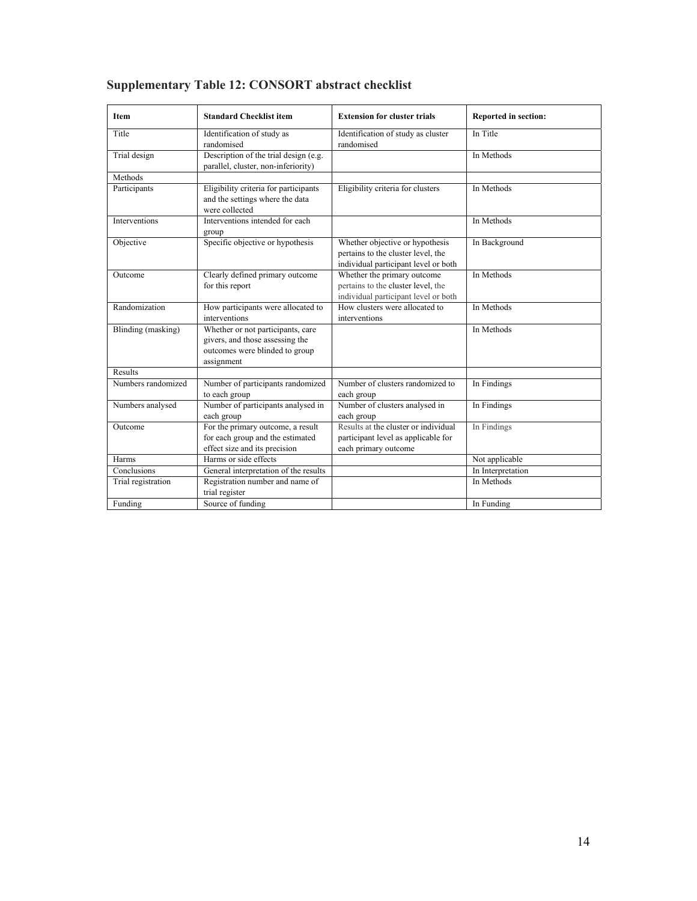## Supplementary Table 12: CONSORT abstract checklist

| Item | Standard Checklist item | Extension for cluster trials | Reported in section: |
|---|---|---|---|
| Title | Identification of study as randomised | Identification of study as cluster randomised | In Title |
| Trial design | Description of the trial design (e.g. parallel, cluster, non-inferiority) | | In Methods |
| Methods | | | |
| Participants | Eligibility criteria for participants and the settings where the data were collected | Eligibility criteria for clusters | In Methods |
| Interventions | Interventions intended for each group | | In Methods |
| Objective | Specific objective or hypothesis | Whether objective or hypothesis pertains to the cluster level, the individual participant level or both | In Background |
| Outcome | Clearly defined primary outcome for this report | Whether the primary outcome pertains to the cluster level, the individual participant level or both | In Methods |
| Randomization | How participants were allocated to interventions | How clusters were allocated to interventions | In Methods |
| Blinding (masking) | Whether or not participants, care givers, and those assessing the outcomes were blinded to group assignment | | In Methods |
| Results | | | |
| Numbers randomized | Number of participants randomized to each group | Number of clusters randomized to each group | In Findings |
| Numbers analysed | Number of participants analysed in each group | Number of clusters analysed in each group | In Findings |
| Outcome | For the primary outcome, a result for each group and the estimated effect size and its precision | Results at the cluster or individual participant level as applicable for each primary outcome | In Findings |
| Harms | Harms or side effects | | Not applicable |
| Conclusions | General interpretation of the results | | In Interpretation |
| Trial registration | Registration number and name of trial register | | In Methods |
| Funding | Source of funding | | In Funding |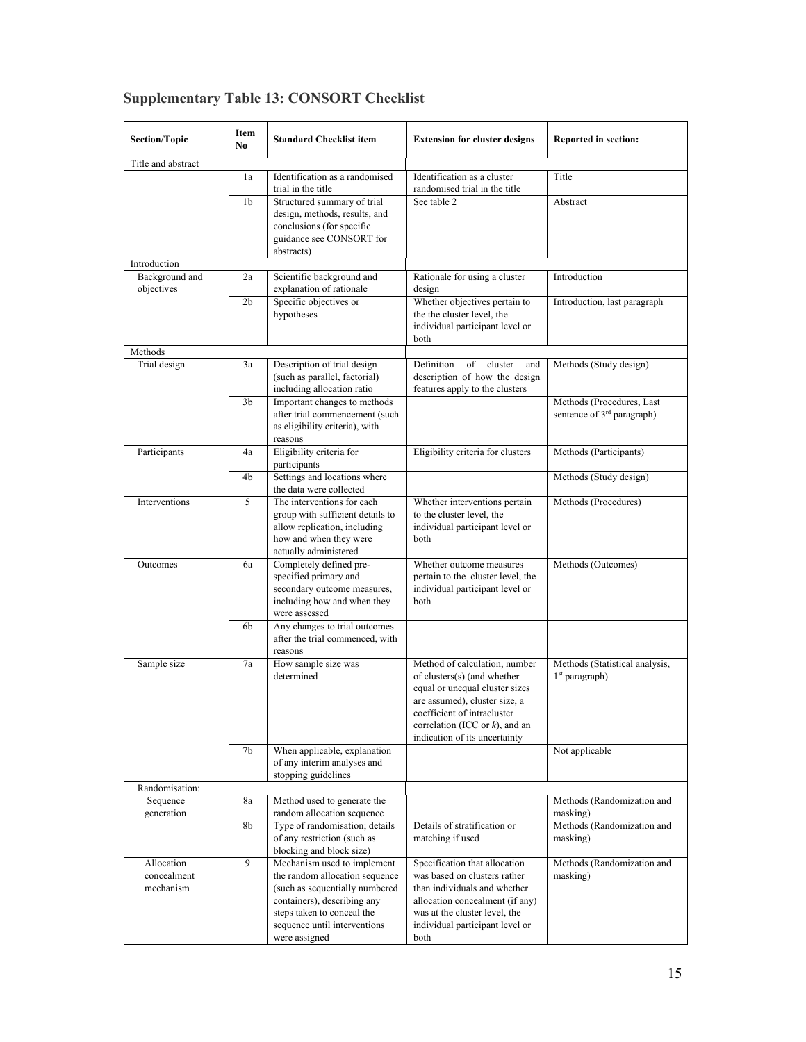## Supplementary Table 13: CONSORT Checklist

| Section/Topic | Item No | Standard Checklist item | Extension for cluster designs | Reported in section: |
|---|---|---|---|---|
| Title and abstract | | | | |
| | 1a | Identification as a randomised trial in the title | Identification as a cluster randomised trial in the title | Title |
| | 1b | Structured summary of trial design, methods, results, and conclusions (for specific guidance see CONSORT for abstracts) | See table 2 | Abstract |
| Introduction | | | | |
| Background and objectives | 2a | Scientific background and explanation of rationale | Rationale for using a cluster design | Introduction |
| | 2b | Specific objectives or hypotheses | Whether objectives pertain to the the cluster level, the individual participant level or both | Introduction, last paragraph |
| Methods | | | | |
| Trial design | 3a | Description of trial design (such as parallel, factorial) including allocation ratio | Definition of cluster and description of how the design features apply to the clusters | Methods (Study design) |
| | 3b | Important changes to methods after trial commencement (such as eligibility criteria), with reasons | | Methods (Procedures, Last sentence of 3rd paragraph) |
| Participants | 4a | Eligibility criteria for participants | Eligibility criteria for clusters | Methods (Participants) |
| | 4b | Settings and locations where the data were collected | | Methods (Study design) |
| Interventions | 5 | The interventions for each group with sufficient details to allow replication, including how and when they were actually administered | Whether interventions pertain to the cluster level, the individual participant level or both | Methods (Procedures) |
| Outcomes | 6a | Completely defined pre-specified primary and secondary outcome measures, including how and when they were assessed | Whether outcome measures pertain to the cluster level, the individual participant level or both | Methods (Outcomes) |
| | 6b | Any changes to trial outcomes after the trial commenced, with reasons | | |
| Sample size | 7a | How sample size was determined | Method of calculation, number of clusters(s) (and whether equal or unequal cluster sizes are assumed), cluster size, a coefficient of intracluster correlation (ICC or *k*), and an indication of its uncertainty | Methods (Statistical analysis, 1st paragraph) |
| | 7b | When applicable, explanation of any interim analyses and stopping guidelines | | Not applicable |
| Randomisation: | | | | |
| Sequence generation | 8a | Method used to generate the random allocation sequence | | Methods (Randomization and masking) |
| | 8b | Type of randomisation; details of any restriction (such as blocking and block size) | Details of stratification or matching if used | Methods (Randomization and masking) |
| Allocation concealment mechanism | 9 | Mechanism used to implement the random allocation sequence (such as sequentially numbered containers), describing any steps taken to conceal the sequence until interventions were assigned | Specification that allocation was based on clusters rather than individuals and whether allocation concealment (if any) was at the cluster level, the individual participant level or both | Methods (Randomization and masking) |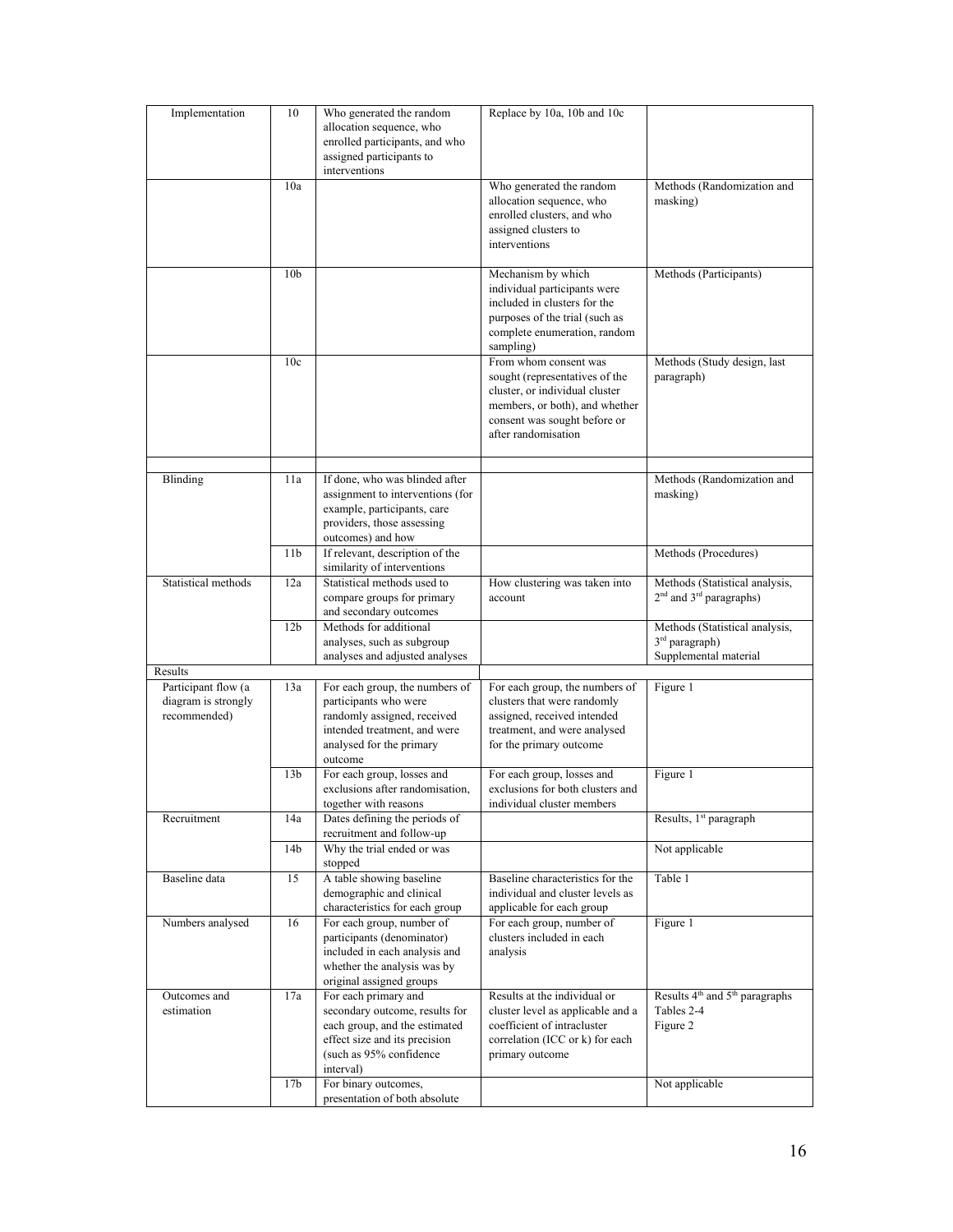| | | | | |
|---|---|---|---|---|
| Implementation | 10 | Who generated the random allocation sequence, who enrolled participants, and who assigned participants to interventions | Replace by 10a, 10b and 10c | |
| | 10a | | Who generated the random allocation sequence, who enrolled clusters, and who assigned clusters to interventions | Methods (Randomization and masking) |
| | 10b | | Mechanism by which individual participants were included in clusters for the purposes of the trial (such as complete enumeration, random sampling) | Methods (Participants) |
| | 10c | | From whom consent was sought (representatives of the cluster, or individual cluster members, or both), and whether consent was sought before or after randomisation | Methods (Study design, last paragraph) |
| | | | | |
| Blinding | 11a | If done, who was blinded after assignment to interventions (for example, participants, care providers, those assessing outcomes) and how | | Methods (Randomization and masking) |
| | 11b | If relevant, description of the similarity of interventions | | Methods (Procedures) |
| Statistical methods | 12a | Statistical methods used to compare groups for primary and secondary outcomes | How clustering was taken into account | Methods (Statistical analysis, 2nd and 3rd paragraphs) |
| | 12b | Methods for additional analyses, such as subgroup analyses and adjusted analyses | | Methods (Statistical analysis, 3rd paragraph) Supplemental material |
| Results | | | | |
| Participant flow (a diagram is strongly recommended) | 13a | For each group, the numbers of participants who were randomly assigned, received intended treatment, and were analysed for the primary outcome | For each group, the numbers of clusters that were randomly assigned, received intended treatment, and were analysed for the primary outcome | Figure 1 |
| | 13b | For each group, losses and exclusions after randomisation, together with reasons | For each group, losses and exclusions for both clusters and individual cluster members | Figure 1 |
| Recruitment | 14a | Dates defining the periods of recruitment and follow-up | | Results, 1st paragraph |
| | 14b | Why the trial ended or was stopped | | Not applicable |
| Baseline data | 15 | A table showing baseline demographic and clinical characteristics for each group | Baseline characteristics for the individual and cluster levels as applicable for each group | Table 1 |
| Numbers analysed | 16 | For each group, number of participants (denominator) included in each analysis and whether the analysis was by original assigned groups | For each group, number of clusters included in each analysis | Figure 1 |
| Outcomes and estimation | 17a | For each primary and secondary outcome, results for each group, and the estimated effect size and its precision (such as 95% confidence interval) | Results at the individual or cluster level as applicable and a coefficient of intracluster correlation (ICC or k) for each primary outcome | Results 4th and 5th paragraphs Tables 2-4 Figure 2 |
| | 17b | For binary outcomes, presentation of both absolute | | Not applicable |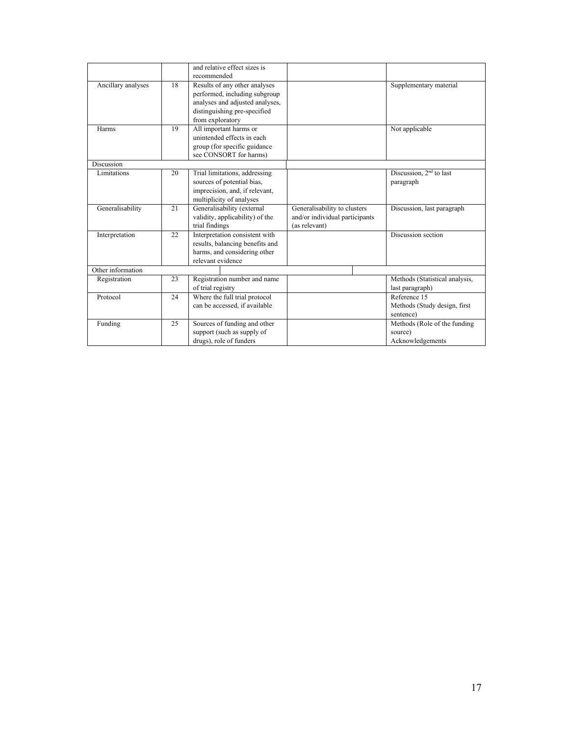| | | | | |
|---|---|---|---|---|
| | | and relative effect sizes is recommended | | |
| Ancillary analyses | 18 | Results of any other analyses performed, including subgroup analyses and adjusted analyses, distinguishing pre-specified from exploratory | | Supplementary material |
| Harms | 19 | All important harms or unintended effects in each group (for specific guidance see CONSORT for harms) | | Not applicable |
| Discussion | | | | |
| Limitations | 20 | Trial limitations, addressing sources of potential bias, imprecision, and, if relevant, multiplicity of analyses | | Discussion, 2nd to last paragraph |
| Generalisability | 21 | Generalisability (external validity, applicability) of the trial findings | Generalisability to clusters and/or individual participants (as relevant) | Discussion, last paragraph |
| Interpretation | 22 | Interpretation consistent with results, balancing benefits and harms, and considering other relevant evidence | | Discussion section |
| Other information | | | | |
| Registration | 23 | Registration number and name of trial registry | | Methods (Statistical analysis, last paragraph) |
| Protocol | 24 | Where the full trial protocol can be accessed, if available | | Reference 15<br>Methods (Study design, first sentence) |
| Funding | 25 | Sources of funding and other support (such as supply of drugs), role of funders | | Methods (Role of the funding source)<br>Acknowledgements |